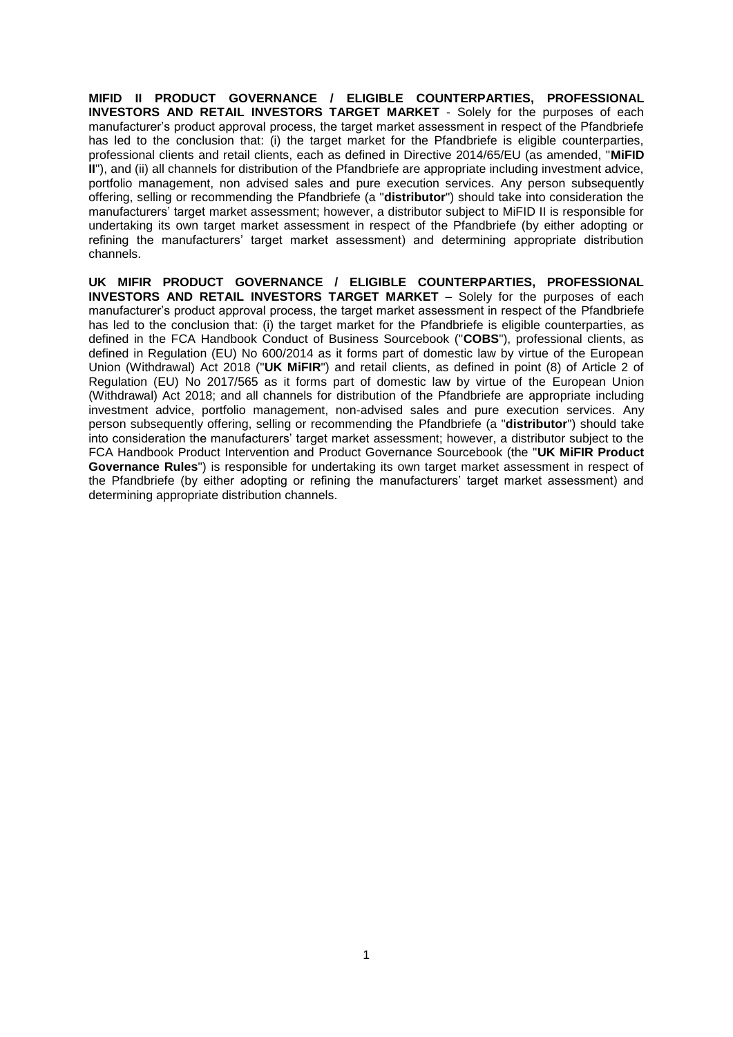**MIFID II PRODUCT GOVERNANCE / ELIGIBLE COUNTERPARTIES, PROFESSIONAL INVESTORS AND RETAIL INVESTORS TARGET MARKET** - Solely for the purposes of each manufacturer's product approval process, the target market assessment in respect of the Pfandbriefe has led to the conclusion that: (i) the target market for the Pfandbriefe is eligible counterparties, professional clients and retail clients, each as defined in Directive 2014/65/EU (as amended, "**MiFID II**"), and (ii) all channels for distribution of the Pfandbriefe are appropriate including investment advice, portfolio management, non advised sales and pure execution services. Any person subsequently offering, selling or recommending the Pfandbriefe (a "**distributor**") should take into consideration the manufacturers' target market assessment; however, a distributor subject to MiFID II is responsible for undertaking its own target market assessment in respect of the Pfandbriefe (by either adopting or refining the manufacturers' target market assessment) and determining appropriate distribution channels.

**UK MIFIR PRODUCT GOVERNANCE / ELIGIBLE COUNTERPARTIES, PROFESSIONAL INVESTORS AND RETAIL INVESTORS TARGET MARKET** – Solely for the purposes of each manufacturer's product approval process, the target market assessment in respect of the Pfandbriefe has led to the conclusion that: (i) the target market for the Pfandbriefe is eligible counterparties, as defined in the FCA Handbook Conduct of Business Sourcebook ("**COBS**"), professional clients, as defined in Regulation (EU) No 600/2014 as it forms part of domestic law by virtue of the European Union (Withdrawal) Act 2018 ("**UK MiFIR**") and retail clients, as defined in point (8) of Article 2 of Regulation (EU) No 2017/565 as it forms part of domestic law by virtue of the European Union (Withdrawal) Act 2018; and all channels for distribution of the Pfandbriefe are appropriate including investment advice, portfolio management, non-advised sales and pure execution services. Any person subsequently offering, selling or recommending the Pfandbriefe (a "**distributor**") should take into consideration the manufacturers' target market assessment; however, a distributor subject to the FCA Handbook Product Intervention and Product Governance Sourcebook (the "**UK MiFIR Product Governance Rules**") is responsible for undertaking its own target market assessment in respect of the Pfandbriefe (by either adopting or refining the manufacturers' target market assessment) and determining appropriate distribution channels.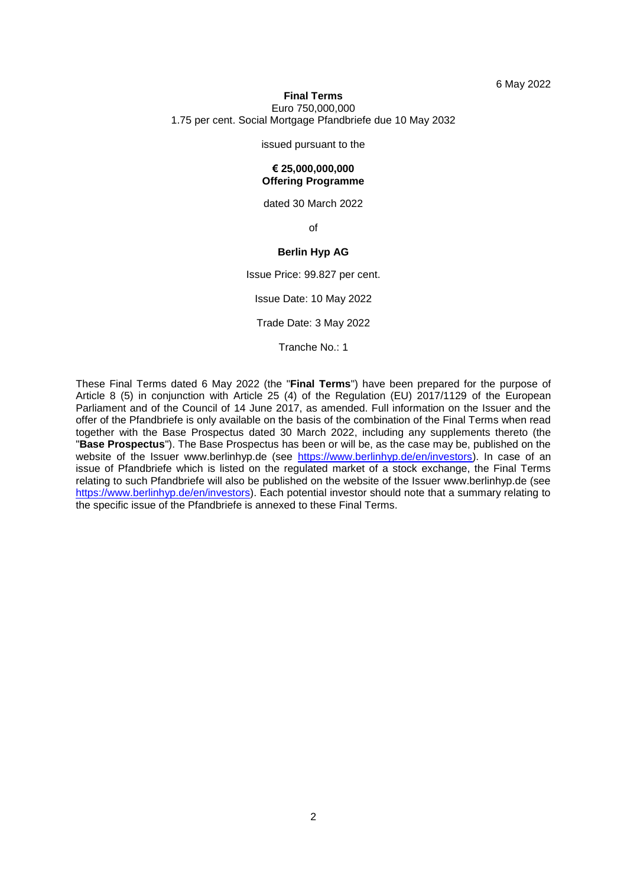6 May 2022

**Final Terms**

Euro 750,000,000

1.75 per cent. Social Mortgage Pfandbriefe due 10 May 2032

issued pursuant to the

**€ 25,000,000,000**
**Offering Programme**

dated 30 March 2022

of

**Berlin Hyp AG**

Issue Price: 99.827 per cent.

Issue Date: 10 May 2022

Trade Date: 3 May 2022

Tranche No.: 1

These Final Terms dated 6 May 2022 (the "**Final Terms**") have been prepared for the purpose of Article 8 (5) in conjunction with Article 25 (4) of the Regulation (EU) 2017/1129 of the European Parliament and of the Council of 14 June 2017, as amended. Full information on the Issuer and the offer of the Pfandbriefe is only available on the basis of the combination of the Final Terms when read together with the Base Prospectus dated 30 March 2022, including any supplements thereto (the "**Base Prospectus**"). The Base Prospectus has been or will be, as the case may be, published on the website of the Issuer www.berlinhyp.de (see https://www.berlinhyp.de/en/investors). In case of an issue of Pfandbriefe which is listed on the regulated market of a stock exchange, the Final Terms relating to such Pfandbriefe will also be published on the website of the Issuer www.berlinhyp.de (see https://www.berlinhyp.de/en/investors). Each potential investor should note that a summary relating to the specific issue of the Pfandbriefe is annexed to these Final Terms.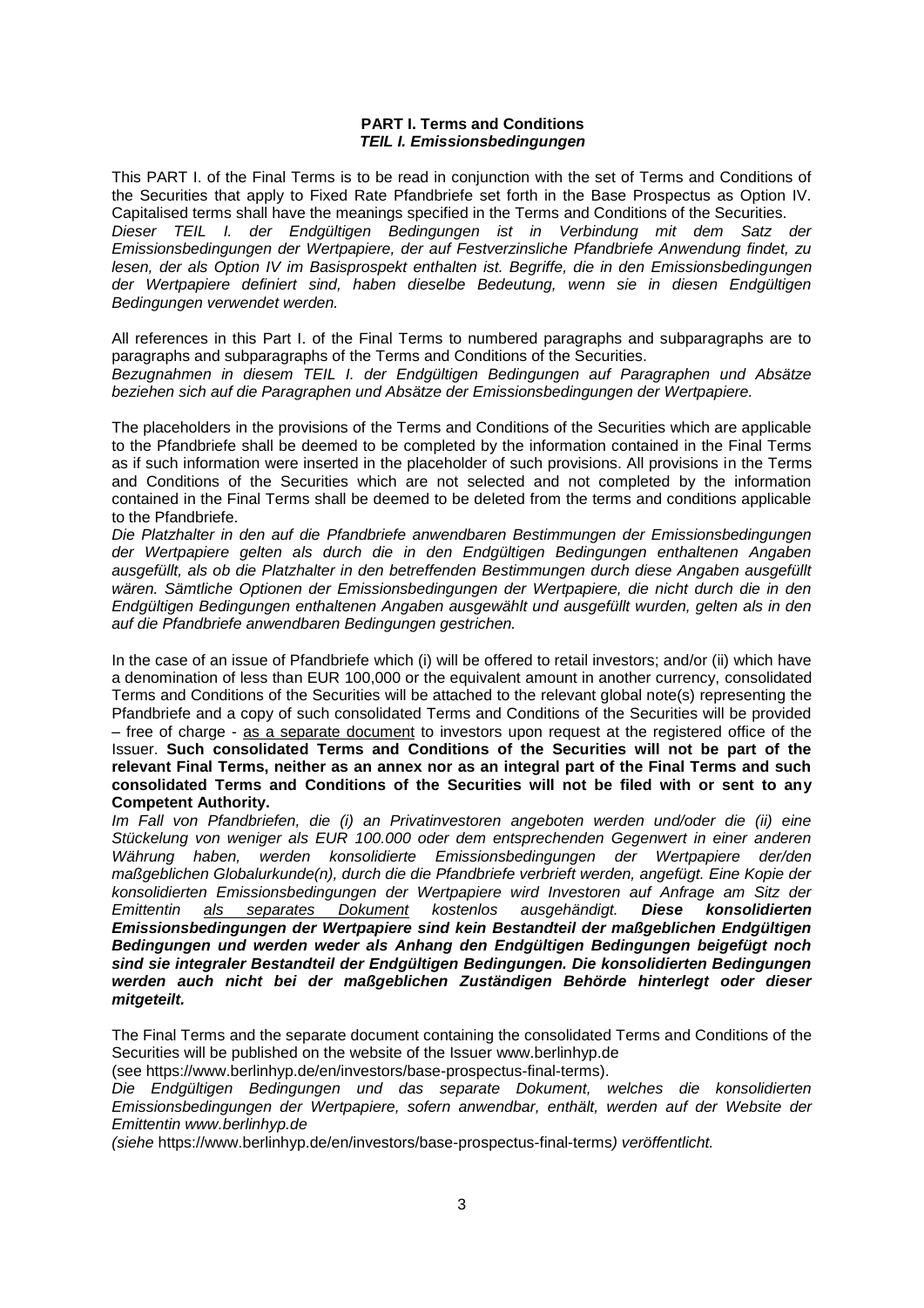**PART I. Terms and Conditions**
***TEIL I. Emissionsbedingungen***

This PART I. of the Final Terms is to be read in conjunction with the set of Terms and Conditions of the Securities that apply to Fixed Rate Pfandbriefe set forth in the Base Prospectus as Option IV. Capitalised terms shall have the meanings specified in the Terms and Conditions of the Securities.
*Dieser TEIL I. der Endgültigen Bedingungen ist in Verbindung mit dem Satz der Emissionsbedingungen der Wertpapiere, der auf Festverzinsliche Pfandbriefe Anwendung findet, zu lesen, der als Option IV im Basisprospekt enthalten ist. Begriffe, die in den Emissionsbedingungen der Wertpapiere definiert sind, haben dieselbe Bedeutung, wenn sie in diesen Endgültigen Bedingungen verwendet werden.*

All references in this Part I. of the Final Terms to numbered paragraphs and subparagraphs are to paragraphs and subparagraphs of the Terms and Conditions of the Securities.
*Bezugnahmen in diesem TEIL I. der Endgültigen Bedingungen auf Paragraphen und Absätze beziehen sich auf die Paragraphen und Absätze der Emissionsbedingungen der Wertpapiere.*

The placeholders in the provisions of the Terms and Conditions of the Securities which are applicable to the Pfandbriefe shall be deemed to be completed by the information contained in the Final Terms as if such information were inserted in the placeholder of such provisions. All provisions in the Terms and Conditions of the Securities which are not selected and not completed by the information contained in the Final Terms shall be deemed to be deleted from the terms and conditions applicable to the Pfandbriefe.
*Die Platzhalter in den auf die Pfandbriefe anwendbaren Bestimmungen der Emissionsbedingungen der Wertpapiere gelten als durch die in den Endgültigen Bedingungen enthaltenen Angaben ausgefüllt, als ob die Platzhalter in den betreffenden Bestimmungen durch diese Angaben ausgefüllt wären. Sämtliche Optionen der Emissionsbedingungen der Wertpapiere, die nicht durch die in den Endgültigen Bedingungen enthaltenen Angaben ausgewählt und ausgefüllt wurden, gelten als in den auf die Pfandbriefe anwendbaren Bedingungen gestrichen.*

In the case of an issue of Pfandbriefe which (i) will be offered to retail investors; and/or (ii) which have a denomination of less than EUR 100,000 or the equivalent amount in another currency, consolidated Terms and Conditions of the Securities will be attached to the relevant global note(s) representing the Pfandbriefe and a copy of such consolidated Terms and Conditions of the Securities will be provided – free of charge - as a separate document to investors upon request at the registered office of the Issuer. **Such consolidated Terms and Conditions of the Securities will not be part of the relevant Final Terms, neither as an annex nor as an integral part of the Final Terms and such consolidated Terms and Conditions of the Securities will not be filed with or sent to any Competent Authority.**
*Im Fall von Pfandbriefen, die (i) an Privatinvestoren angeboten werden und/oder die (ii) eine Stückelung von weniger als EUR 100.000 oder dem entsprechenden Gegenwert in einer anderen Währung haben, werden konsolidierte Emissionsbedingungen der Wertpapiere der/den maßgeblichen Globalurkunde(n), durch die die Pfandbriefe verbrieft werden, angefügt. Eine Kopie der konsolidierten Emissionsbedingungen der Wertpapiere wird Investoren auf Anfrage am Sitz der Emittentin als separates Dokument kostenlos ausgehändigt.* ***Diese konsolidierten Emissionsbedingungen der Wertpapiere sind kein Bestandteil der maßgeblichen Endgültigen Bedingungen und werden weder als Anhang den Endgültigen Bedingungen beigefügt noch sind sie integraler Bestandteil der Endgültigen Bedingungen. Die konsolidierten Bedingungen werden auch nicht bei der maßgeblichen Zuständigen Behörde hinterlegt oder dieser mitgeteilt.***

The Final Terms and the separate document containing the consolidated Terms and Conditions of the Securities will be published on the website of the Issuer www.berlinhyp.de
(see https://www.berlinhyp.de/en/investors/base-prospectus-final-terms).
*Die Endgültigen Bedingungen und das separate Dokument, welches die konsolidierten Emissionsbedingungen der Wertpapiere, sofern anwendbar, enthält, werden auf der Website der Emittentin www.berlinhyp.de*
*(siehe* https://www.berlinhyp.de/en/investors/base-prospectus-final-terms*) veröffentlicht.*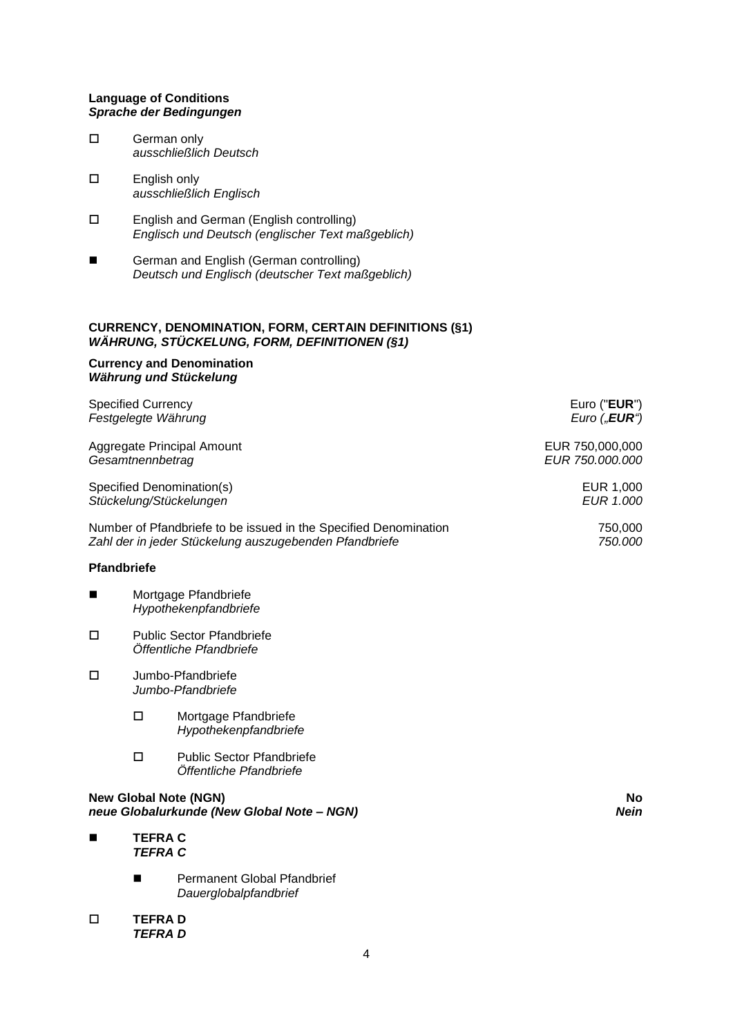**Language of Conditions**
***Sprache der Bedingungen***

- ☐ German only
  *ausschließlich Deutsch*

- ☐ English only
  *ausschließlich Englisch*

- ☐ English and German (English controlling)
  *Englisch und Deutsch (englischer Text maßgeblich)*

- ■ German and English (German controlling)
  *Deutsch und Englisch (deutscher Text maßgeblich)*

**CURRENCY, DENOMINATION, FORM, CERTAIN DEFINITIONS (§1)**
***WÄHRUNG, STÜCKELUNG, FORM, DEFINITIONEN (§1)***

**Currency and Denomination**
***Währung und Stückelung***

| | |
|---|---|
| Specified Currency<br>*Festgelegte Währung* | Euro ("**EUR**")<br>*Euro („**EUR**")* |
| Aggregate Principal Amount<br>*Gesamtnennbetrag* | EUR 750,000,000<br>*EUR 750.000.000* |
| Specified Denomination(s)<br>*Stückelung/Stückelungen* | EUR 1,000<br>*EUR 1.000* |
| Number of Pfandbriefe to be issued in the Specified Denomination<br>*Zahl der in jeder Stückelung auszugebenden Pfandbriefe* | 750,000<br>*750.000* |

**Pfandbriefe**

- ■ Mortgage Pfandbriefe
  *Hypothekenpfandbriefe*

- ☐ Public Sector Pfandbriefe
  *Öffentliche Pfandbriefe*

- ☐ Jumbo-Pfandbriefe
  *Jumbo-Pfandbriefe*

  - ☐ Mortgage Pfandbriefe
    *Hypothekenpfandbriefe*

  - ☐ Public Sector Pfandbriefe
    *Öffentliche Pfandbriefe*

**New Global Note (NGN)** — **No**
***neue Globalurkunde (New Global Note – NGN)*** — ***Nein***

- ■ **TEFRA C**
  ***TEFRA C***

  - ■ Permanent Global Pfandbrief
    *Dauerglobalpfandbrief*

- ☐ **TEFRA D**
  ***TEFRA D***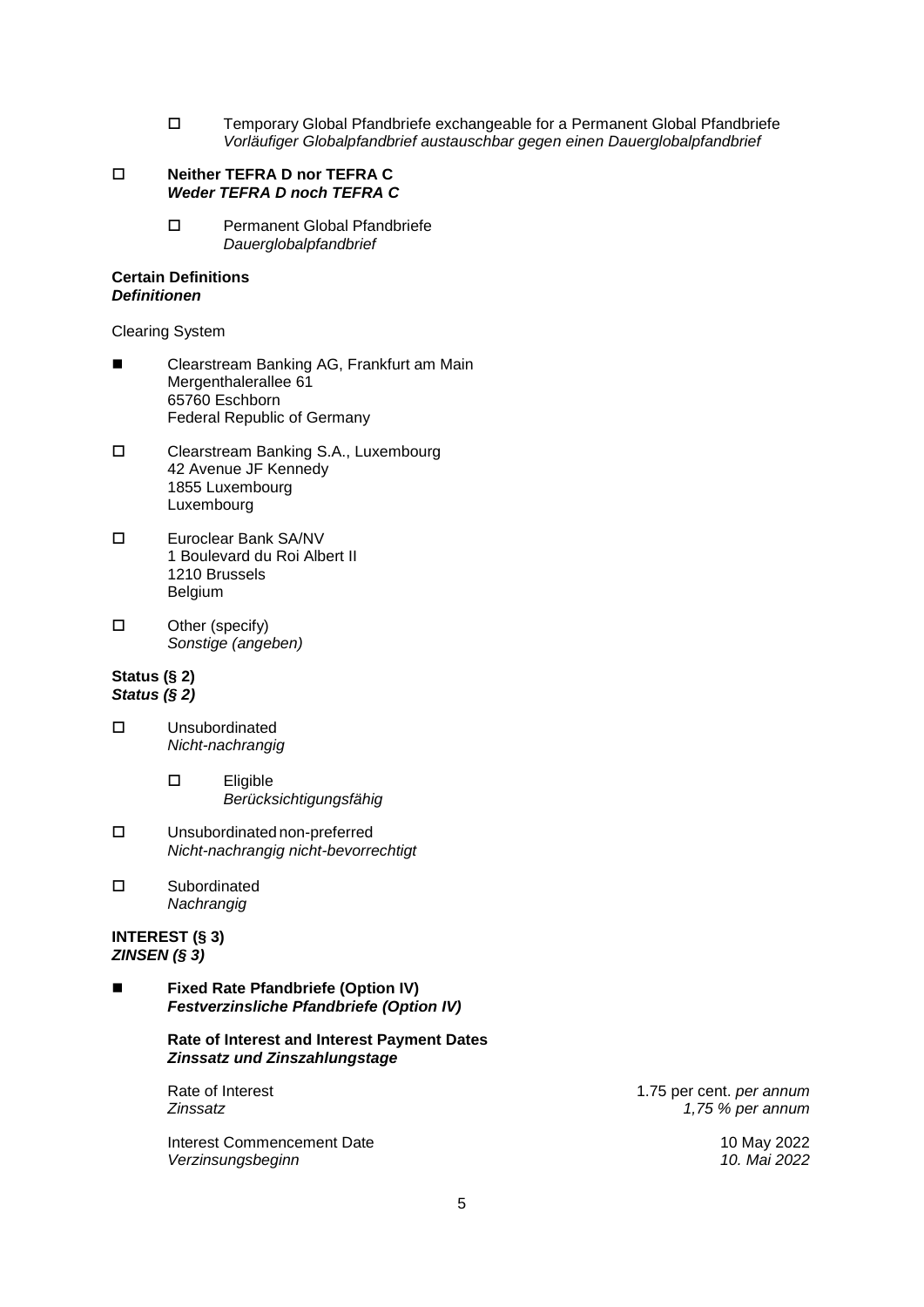- ☐ Temporary Global Pfandbriefe exchangeable for a Permanent Global Pfandbriefe
  *Vorläufiger Globalpfandbrief austauschbar gegen einen Dauerglobalpfandbrief*

☐ **Neither TEFRA D nor TEFRA C**
***Weder TEFRA D noch TEFRA C***

- ☐ Permanent Global Pfandbriefe
  *Dauerglobalpfandbrief*

**Certain Definitions**
***Definitionen***

Clearing System

■ Clearstream Banking AG, Frankfurt am Main
Mergenthalerallee 61
65760 Eschborn
Federal Republic of Germany

☐ Clearstream Banking S.A., Luxembourg
42 Avenue JF Kennedy
1855 Luxembourg
Luxembourg

☐ Euroclear Bank SA/NV
1 Boulevard du Roi Albert II
1210 Brussels
Belgium

☐ Other (specify)
*Sonstige (angeben)*

**Status (§ 2)**
***Status (§ 2)***

☐ Unsubordinated
*Nicht-nachrangig*

- ☐ Eligible
  *Berücksichtigungsfähig*

☐ Unsubordinated non-preferred
*Nicht-nachrangig nicht-bevorrechtigt*

☐ Subordinated
*Nachrangig*

**INTEREST (§ 3)**
***ZINSEN (§ 3)***

■ **Fixed Rate Pfandbriefe (Option IV)**
***Festverzinsliche Pfandbriefe (Option IV)***

**Rate of Interest and Interest Payment Dates**
***Zinssatz und Zinszahlungstage***

| | |
|---|---|
| Rate of Interest<br>*Zinssatz* | 1.75 per cent. *per annum*<br>*1,75 % per annum* |
| Interest Commencement Date<br>*Verzinsungsbeginn* | 10 May 2022<br>*10. Mai 2022* |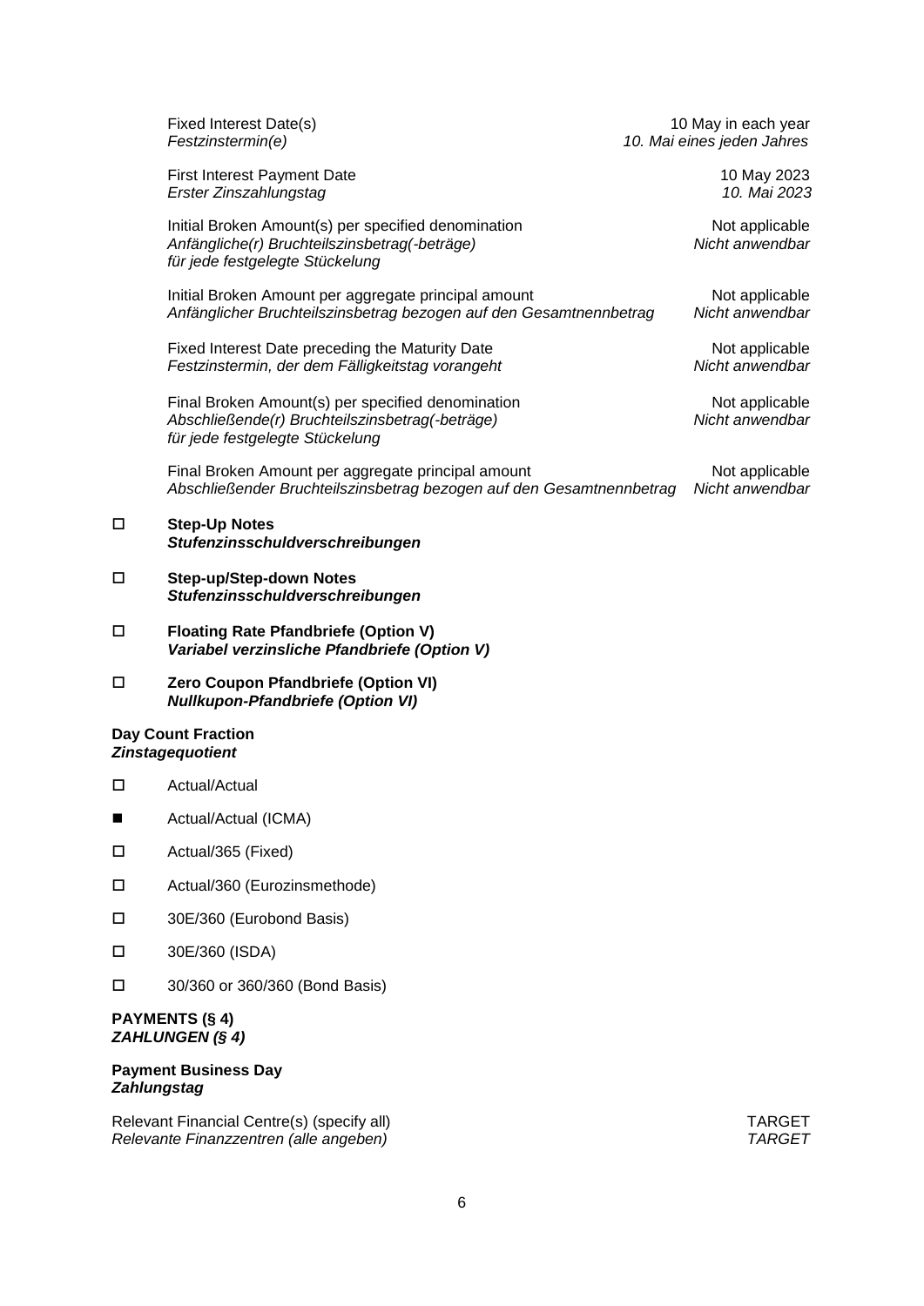| | |
|---|---|
| Fixed Interest Date(s)<br>*Festzinstermin(e)* | 10 May in each year<br>*10. Mai eines jeden Jahres* |
| First Interest Payment Date<br>*Erster Zinszahlungstag* | 10 May 2023<br>*10. Mai 2023* |
| Initial Broken Amount(s) per specified denomination<br>*Anfängliche(r) Bruchteilszinsbetrag(-beträge) für jede festgelegte Stückelung* | Not applicable<br>*Nicht anwendbar* |
| Initial Broken Amount per aggregate principal amount<br>*Anfänglicher Bruchteilszinsbetrag bezogen auf den Gesamtnennbetrag* | Not applicable<br>*Nicht anwendbar* |
| Fixed Interest Date preceding the Maturity Date<br>*Festzinstermin, der dem Fälligkeitstag vorangeht* | Not applicable<br>*Nicht anwendbar* |
| Final Broken Amount(s) per specified denomination<br>*Abschließende(r) Bruchteilszinsbetrag(-beträge) für jede festgelegte Stückelung* | Not applicable<br>*Nicht anwendbar* |
| Final Broken Amount per aggregate principal amount<br>*Abschließender Bruchteilszinsbetrag bezogen auf den Gesamtnennbetrag* | Not applicable<br>*Nicht anwendbar* |

☐ **Step-Up Notes**
***Stufenzinsschuldverschreibungen***

☐ **Step-up/Step-down Notes**
***Stufenzinsschuldverschreibungen***

☐ **Floating Rate Pfandbriefe (Option V)**
***Variabel verzinsliche Pfandbriefe (Option V)***

☐ **Zero Coupon Pfandbriefe (Option VI)**
***Nullkupon-Pfandbriefe (Option VI)***

**Day Count Fraction**
***Zinstagequotient***

☐ Actual/Actual

■ Actual/Actual (ICMA)

☐ Actual/365 (Fixed)

☐ Actual/360 (Eurozinsmethode)

☐ 30E/360 (Eurobond Basis)

☐ 30E/360 (ISDA)

☐ 30/360 or 360/360 (Bond Basis)

**PAYMENTS (§ 4)**
***ZAHLUNGEN (§ 4)***

**Payment Business Day**
***Zahlungstag***

| | |
|---|---|
| Relevant Financial Centre(s) (specify all)<br>*Relevante Finanzzentren (alle angeben)* | TARGET<br>*TARGET* |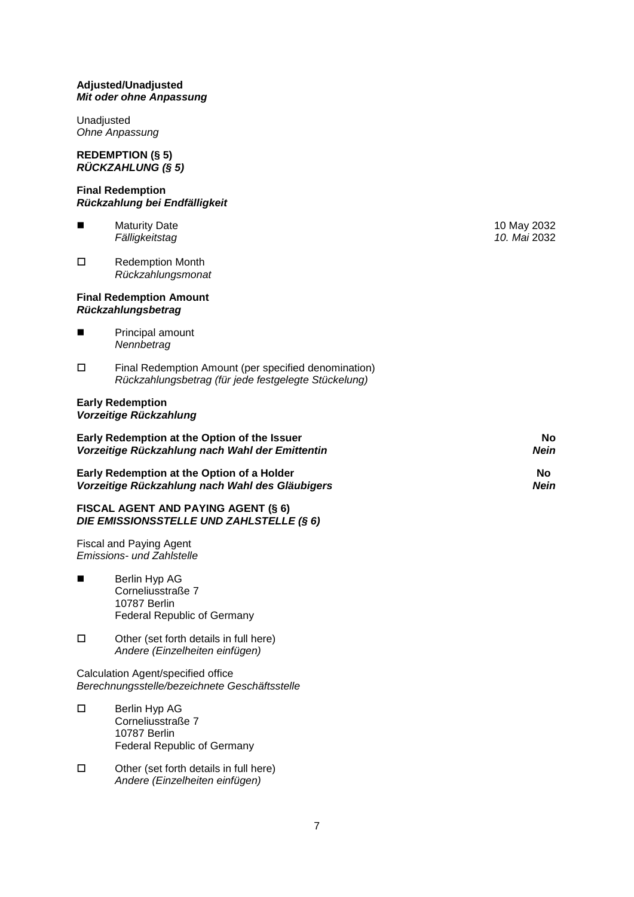**Adjusted/Unadjusted**
***Mit oder ohne Anpassung***

Unadjusted
*Ohne Anpassung*

**REDEMPTION (§ 5)**
***RÜCKZAHLUNG (§ 5)***

**Final Redemption**
***Rückzahlung bei Endfälligkeit***

| | | |
|---|---|---|
| ■ | Maturity Date<br>*Fälligkeitstag* | 10 May 2032<br>*10. Mai* 2032 |
| □ | Redemption Month<br>*Rückzahlungsmonat* | |

**Final Redemption Amount**
***Rückzahlungsbetrag***

- ■ Principal amount
  *Nennbetrag*
- □ Final Redemption Amount (per specified denomination)
  *Rückzahlungsbetrag (für jede festgelegte Stückelung)*

**Early Redemption**
***Vorzeitige Rückzahlung***

| | |
|---|---|
| **Early Redemption at the Option of the Issuer**<br>***Vorzeitige Rückzahlung nach Wahl der Emittentin*** | **No**<br>***Nein*** |
| **Early Redemption at the Option of a Holder**<br>***Vorzeitige Rückzahlung nach Wahl des Gläubigers*** | **No**<br>***Nein*** |

**FISCAL AGENT AND PAYING AGENT (§ 6)**
***DIE EMISSIONSSTELLE UND ZAHLSTELLE (§ 6)***

Fiscal and Paying Agent
*Emissions- und Zahlstelle*

- ■ Berlin Hyp AG
  Corneliusstraße 7
  10787 Berlin
  Federal Republic of Germany
- □ Other (set forth details in full here)
  *Andere (Einzelheiten einfügen)*

Calculation Agent/specified office
*Berechnungsstelle/bezeichnete Geschäftsstelle*

- □ Berlin Hyp AG
  Corneliusstraße 7
  10787 Berlin
  Federal Republic of Germany
- □ Other (set forth details in full here)
  *Andere (Einzelheiten einfügen)*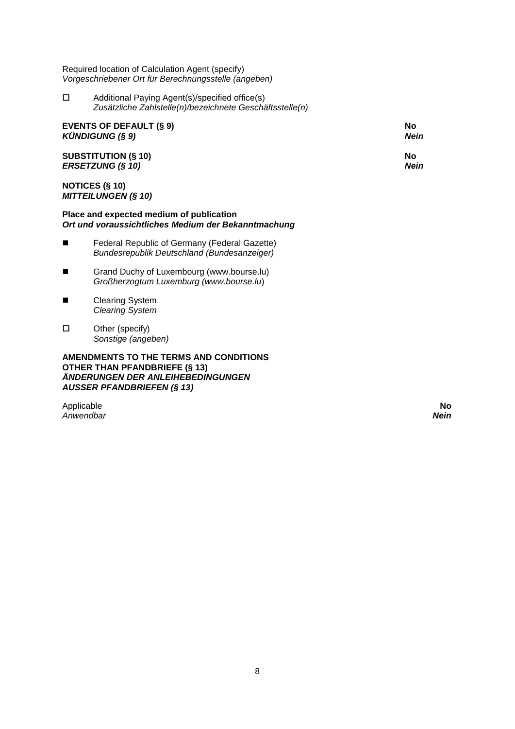Required location of Calculation Agent (specify)
*Vorgeschriebener Ort für Berechnungsstelle (angeben)*

- ☐ Additional Paying Agent(s)/specified office(s)
  *Zusätzliche Zahlstelle(n)/bezeichnete Geschäftsstelle(n)*

**EVENTS OF DEFAULT (§ 9)** — **No**
***KÜNDIGUNG (§ 9)*** — ***Nein***

**SUBSTITUTION (§ 10)** — **No**
***ERSETZUNG (§ 10)*** — ***Nein***

**NOTICES (§ 10)**
***MITTEILUNGEN (§ 10)***

**Place and expected medium of publication**
***Ort und voraussichtliches Medium der Bekanntmachung***

- ■ Federal Republic of Germany (Federal Gazette)
  *Bundesrepublik Deutschland (Bundesanzeiger)*

- ■ Grand Duchy of Luxembourg (www.bourse.lu)
  *Großherzogtum Luxemburg (www.bourse.lu)*

- ■ Clearing System
  *Clearing System*

- ☐ Other (specify)
  *Sonstige (angeben)*

**AMENDMENTS TO THE TERMS AND CONDITIONS OTHER THAN PFANDBRIEFE (§ 13)**
***ÄNDERUNGEN DER ANLEIHEBEDINGUNGEN AUSSER PFANDBRIEFEN (§ 13)***

Applicable — **No**
*Anwendbar* — ***Nein***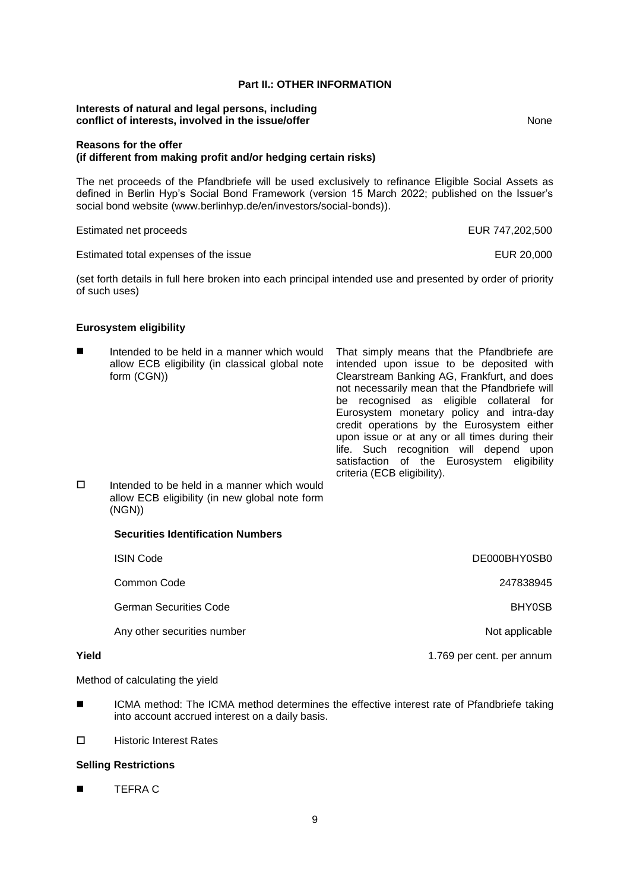## Part II.: OTHER INFORMATION

**Interests of natural and legal persons, including conflict of interests, involved in the issue/offer** None

**Reasons for the offer**
**(if different from making profit and/or hedging certain risks)**

The net proceeds of the Pfandbriefe will be used exclusively to refinance Eligible Social Assets as defined in Berlin Hyp's Social Bond Framework (version 15 March 2022; published on the Issuer's social bond website (www.berlinhyp.de/en/investors/social-bonds)).

| | |
|---|---|
| Estimated net proceeds | EUR 747,202,500 |
| Estimated total expenses of the issue | EUR 20,000 |

(set forth details in full here broken into each principal intended use and presented by order of priority of such uses)

**Eurosystem eligibility**

■ Intended to be held in a manner which would allow ECB eligibility (in classical global note form (CGN))

That simply means that the Pfandbriefe are intended upon issue to be deposited with Clearstream Banking AG, Frankfurt, and does not necessarily mean that the Pfandbriefe will be recognised as eligible collateral for Eurosystem monetary policy and intra-day credit operations by the Eurosystem either upon issue or at any or all times during their life. Such recognition will depend upon satisfaction of the Eurosystem eligibility criteria (ECB eligibility).

☐ Intended to be held in a manner which would allow ECB eligibility (in new global note form (NGN))

**Securities Identification Numbers**

| | |
|---|---|
| ISIN Code | DE000BHY0SB0 |
| Common Code | 247838945 |
| German Securities Code | BHY0SB |
| Any other securities number | Not applicable |

**Yield** 1.769 per cent. per annum

Method of calculating the yield

■ ICMA method: The ICMA method determines the effective interest rate of Pfandbriefe taking into account accrued interest on a daily basis.

☐ Historic Interest Rates

**Selling Restrictions**

■ TEFRA C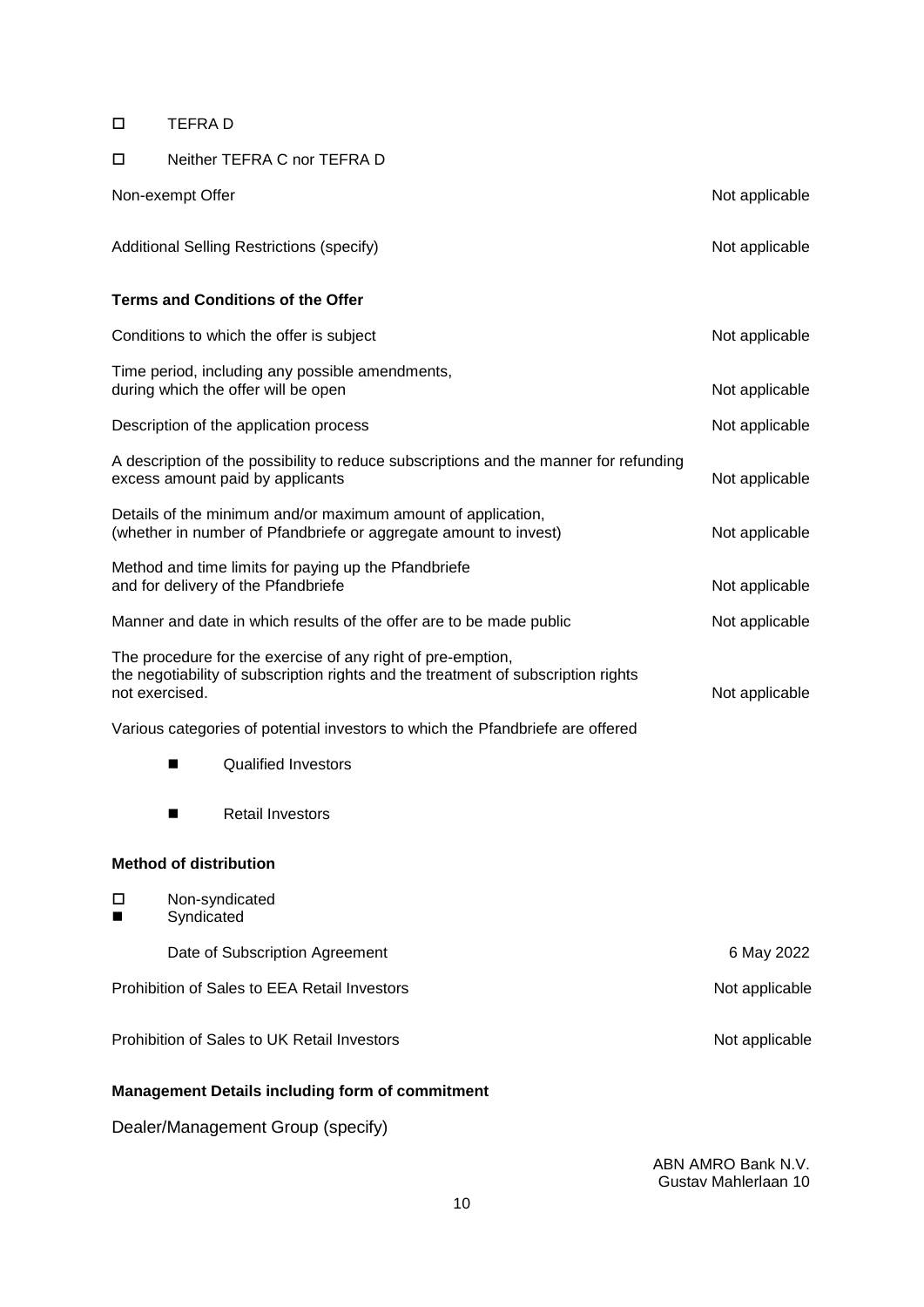☐ TEFRA D

☐ Neither TEFRA C nor TEFRA D

| | |
|---|---|
| Non-exempt Offer | Not applicable |
| Additional Selling Restrictions (specify) | Not applicable |

**Terms and Conditions of the Offer**

| | |
|---|---|
| Conditions to which the offer is subject | Not applicable |
| Time period, including any possible amendments, during which the offer will be open | Not applicable |
| Description of the application process | Not applicable |
| A description of the possibility to reduce subscriptions and the manner for refunding excess amount paid by applicants | Not applicable |
| Details of the minimum and/or maximum amount of application, (whether in number of Pfandbriefe or aggregate amount to invest) | Not applicable |
| Method and time limits for paying up the Pfandbriefe and for delivery of the Pfandbriefe | Not applicable |
| Manner and date in which results of the offer are to be made public | Not applicable |
| The procedure for the exercise of any right of pre-emption, the negotiability of subscription rights and the treatment of subscription rights not exercised. | Not applicable |

Various categories of potential investors to which the Pfandbriefe are offered

■ Qualified Investors

■ Retail Investors

**Method of distribution**

☐ Non-syndicated

■ Syndicated

| | |
|---|---|
| Date of Subscription Agreement | 6 May 2022 |
| Prohibition of Sales to EEA Retail Investors | Not applicable |
| Prohibition of Sales to UK Retail Investors | Not applicable |

**Management Details including form of commitment**

Dealer/Management Group (specify)

ABN AMRO Bank N.V.
Gustav Mahlerlaan 10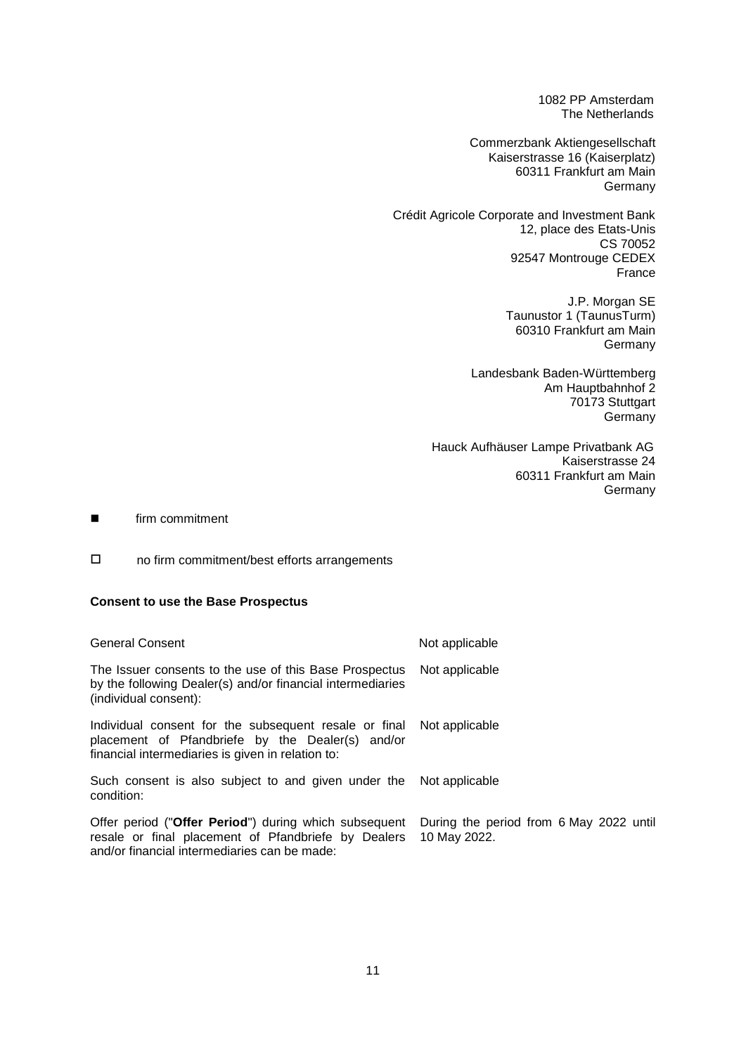1082 PP Amsterdam
The Netherlands

Commerzbank Aktiengesellschaft
Kaiserstrasse 16 (Kaiserplatz)
60311 Frankfurt am Main
Germany

Crédit Agricole Corporate and Investment Bank
12, place des Etats-Unis
CS 70052
92547 Montrouge CEDEX
France

J.P. Morgan SE
Taunustor 1 (TaunusTurm)
60310 Frankfurt am Main
Germany

Landesbank Baden-Württemberg
Am Hauptbahnhof 2
70173 Stuttgart
Germany

Hauck Aufhäuser Lampe Privatbank AG
Kaiserstrasse 24
60311 Frankfurt am Main
Germany

■ firm commitment

□ no firm commitment/best efforts arrangements

**Consent to use the Base Prospectus**

| | |
|---|---|
| General Consent | Not applicable |
| The Issuer consents to the use of this Base Prospectus by the following Dealer(s) and/or financial intermediaries (individual consent): | Not applicable |
| Individual consent for the subsequent resale or final placement of Pfandbriefe by the Dealer(s) and/or financial intermediaries is given in relation to: | Not applicable |
| Such consent is also subject to and given under the condition: | Not applicable |
| Offer period ("**Offer Period**") during which subsequent resale or final placement of Pfandbriefe by Dealers and/or financial intermediaries can be made: | During the period from 6 May 2022 until 10 May 2022. |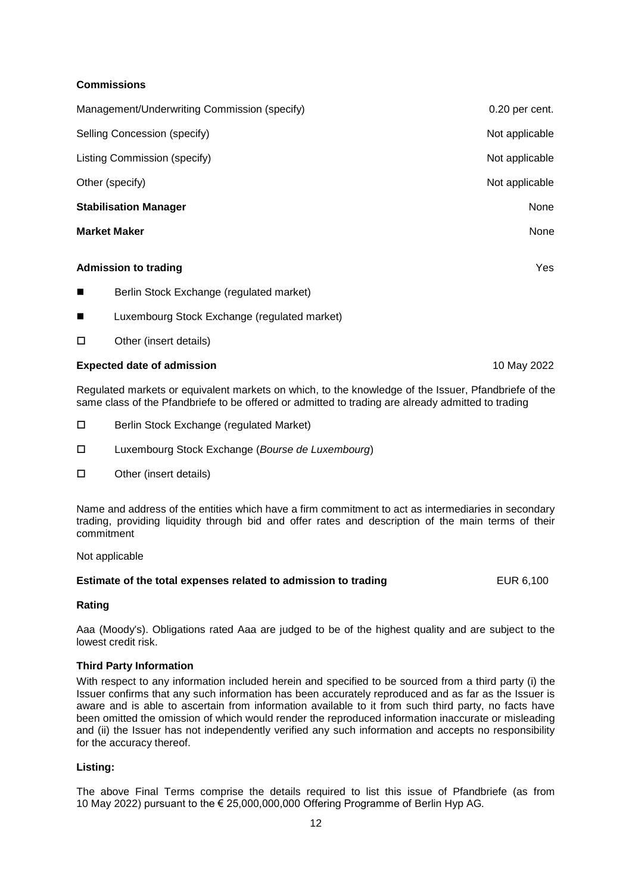**Commissions**

| | |
|---|---|
| Management/Underwriting Commission (specify) | 0.20 per cent. |
| Selling Concession (specify) | Not applicable |
| Listing Commission (specify) | Not applicable |
| Other (specify) | Not applicable |
| **Stabilisation Manager** | None |
| **Market Maker** | None |

**Admission to trading** Yes

■ Berlin Stock Exchange (regulated market)

■ Luxembourg Stock Exchange (regulated market)

□ Other (insert details)

**Expected date of admission** 10 May 2022

Regulated markets or equivalent markets on which, to the knowledge of the Issuer, Pfandbriefe of the same class of the Pfandbriefe to be offered or admitted to trading are already admitted to trading

□ Berlin Stock Exchange (regulated Market)

□ Luxembourg Stock Exchange (*Bourse de Luxembourg*)

□ Other (insert details)

Name and address of the entities which have a firm commitment to act as intermediaries in secondary trading, providing liquidity through bid and offer rates and description of the main terms of their commitment

Not applicable

**Estimate of the total expenses related to admission to trading** EUR 6,100

**Rating**

Aaa (Moody's). Obligations rated Aaa are judged to be of the highest quality and are subject to the lowest credit risk.

**Third Party Information**

With respect to any information included herein and specified to be sourced from a third party (i) the Issuer confirms that any such information has been accurately reproduced and as far as the Issuer is aware and is able to ascertain from information available to it from such third party, no facts have been omitted the omission of which would render the reproduced information inaccurate or misleading and (ii) the Issuer has not independently verified any such information and accepts no responsibility for the accuracy thereof.

**Listing:**

The above Final Terms comprise the details required to list this issue of Pfandbriefe (as from 10 May 2022) pursuant to the € 25,000,000,000 Offering Programme of Berlin Hyp AG.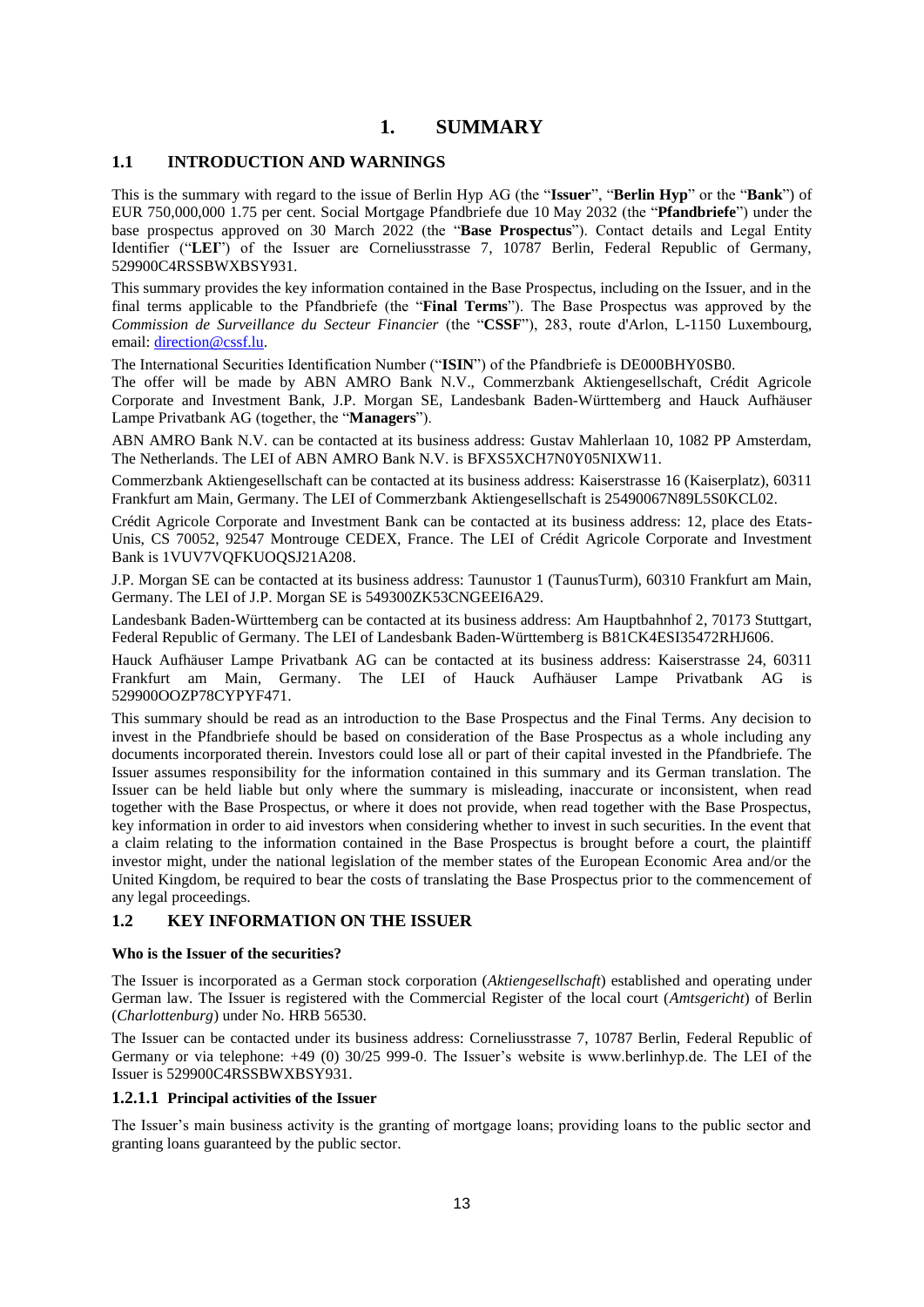# 1. SUMMARY

## 1.1 INTRODUCTION AND WARNINGS

This is the summary with regard to the issue of Berlin Hyp AG (the "**Issuer**", "**Berlin Hyp**" or the "**Bank**") of EUR 750,000,000 1.75 per cent. Social Mortgage Pfandbriefe due 10 May 2032 (the "**Pfandbriefe**") under the base prospectus approved on 30 March 2022 (the "**Base Prospectus**"). Contact details and Legal Entity Identifier ("**LEI**") of the Issuer are Corneliusstrasse 7, 10787 Berlin, Federal Republic of Germany, 529900C4RSSBWXBSY931.

This summary provides the key information contained in the Base Prospectus, including on the Issuer, and in the final terms applicable to the Pfandbriefe (the "**Final Terms**"). The Base Prospectus was approved by the *Commission de Surveillance du Secteur Financier* (the "**CSSF**"), 283, route d'Arlon, L-1150 Luxembourg, email: direction@cssf.lu.

The International Securities Identification Number ("**ISIN**") of the Pfandbriefe is DE000BHY0SB0.

The offer will be made by ABN AMRO Bank N.V., Commerzbank Aktiengesellschaft, Crédit Agricole Corporate and Investment Bank, J.P. Morgan SE, Landesbank Baden-Württemberg and Hauck Aufhäuser Lampe Privatbank AG (together, the "**Managers**").

ABN AMRO Bank N.V. can be contacted at its business address: Gustav Mahlerlaan 10, 1082 PP Amsterdam, The Netherlands. The LEI of ABN AMRO Bank N.V. is BFXS5XCH7N0Y05NIXW11.

Commerzbank Aktiengesellschaft can be contacted at its business address: Kaiserstrasse 16 (Kaiserplatz), 60311 Frankfurt am Main, Germany. The LEI of Commerzbank Aktiengesellschaft is 25490067N89L5S0KCL02.

Crédit Agricole Corporate and Investment Bank can be contacted at its business address: 12, place des Etats-Unis, CS 70052, 92547 Montrouge CEDEX, France. The LEI of Crédit Agricole Corporate and Investment Bank is 1VUV7VQFKUOQSJ21A208.

J.P. Morgan SE can be contacted at its business address: Taunustor 1 (TaunusTurm), 60310 Frankfurt am Main, Germany. The LEI of J.P. Morgan SE is 549300ZK53CNGEEI6A29.

Landesbank Baden-Württemberg can be contacted at its business address: Am Hauptbahnhof 2, 70173 Stuttgart, Federal Republic of Germany. The LEI of Landesbank Baden-Württemberg is B81CK4ESI35472RHJ606.

Hauck Aufhäuser Lampe Privatbank AG can be contacted at its business address: Kaiserstrasse 24, 60311 Frankfurt am Main, Germany. The LEI of Hauck Aufhäuser Lampe Privatbank AG is 529900OOZP78CYPYF471.

This summary should be read as an introduction to the Base Prospectus and the Final Terms. Any decision to invest in the Pfandbriefe should be based on consideration of the Base Prospectus as a whole including any documents incorporated therein. Investors could lose all or part of their capital invested in the Pfandbriefe. The Issuer assumes responsibility for the information contained in this summary and its German translation. The Issuer can be held liable but only where the summary is misleading, inaccurate or inconsistent, when read together with the Base Prospectus, or where it does not provide, when read together with the Base Prospectus, key information in order to aid investors when considering whether to invest in such securities. In the event that a claim relating to the information contained in the Base Prospectus is brought before a court, the plaintiff investor might, under the national legislation of the member states of the European Economic Area and/or the United Kingdom, be required to bear the costs of translating the Base Prospectus prior to the commencement of any legal proceedings.

## 1.2 KEY INFORMATION ON THE ISSUER

**Who is the Issuer of the securities?**

The Issuer is incorporated as a German stock corporation (*Aktiengesellschaft*) established and operating under German law. The Issuer is registered with the Commercial Register of the local court (*Amtsgericht*) of Berlin (*Charlottenburg*) under No. HRB 56530.

The Issuer can be contacted under its business address: Corneliusstrasse 7, 10787 Berlin, Federal Republic of Germany or via telephone: +49 (0) 30/25 999-0. The Issuer's website is www.berlinhyp.de. The LEI of the Issuer is 529900C4RSSBWXBSY931.

### 1.2.1.1 Principal activities of the Issuer

The Issuer's main business activity is the granting of mortgage loans; providing loans to the public sector and granting loans guaranteed by the public sector.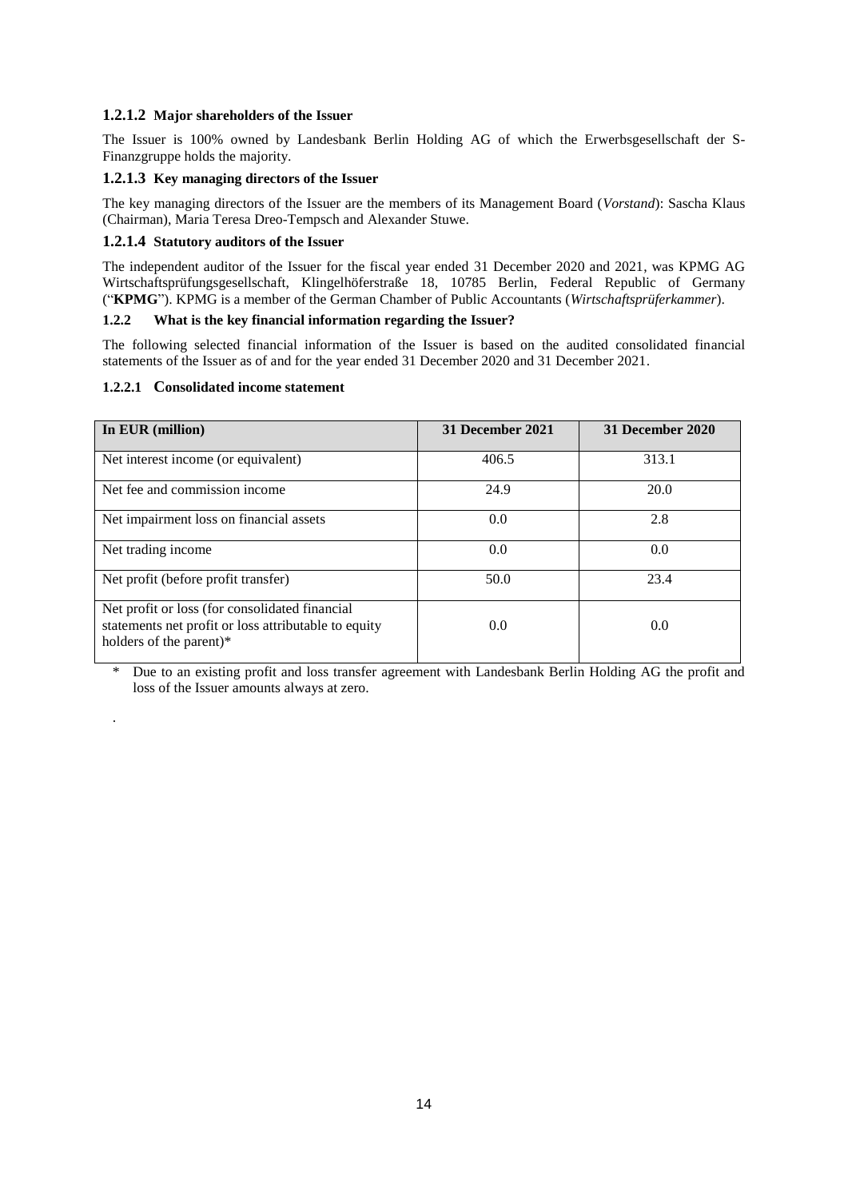#### 1.2.1.2 Major shareholders of the Issuer

The Issuer is 100% owned by Landesbank Berlin Holding AG of which the Erwerbsgesellschaft der S-Finanzgruppe holds the majority.

#### 1.2.1.3 Key managing directors of the Issuer

The key managing directors of the Issuer are the members of its Management Board (*Vorstand*): Sascha Klaus (Chairman), Maria Teresa Dreo-Tempsch and Alexander Stuwe.

#### 1.2.1.4 Statutory auditors of the Issuer

The independent auditor of the Issuer for the fiscal year ended 31 December 2020 and 2021, was KPMG AG Wirtschaftsprüfungsgesellschaft, Klingelhöferstraße 18, 10785 Berlin, Federal Republic of Germany ("**KPMG**"). KPMG is a member of the German Chamber of Public Accountants (*Wirtschaftsprüferkammer*).

### 1.2.2 What is the key financial information regarding the Issuer?

The following selected financial information of the Issuer is based on the audited consolidated financial statements of the Issuer as of and for the year ended 31 December 2020 and 31 December 2021.

#### 1.2.2.1 Consolidated income statement

| In EUR (million) | 31 December 2021 | 31 December 2020 |
|---|---|---|
| Net interest income (or equivalent) | 406.5 | 313.1 |
| Net fee and commission income | 24.9 | 20.0 |
| Net impairment loss on financial assets | 0.0 | 2.8 |
| Net trading income | 0.0 | 0.0 |
| Net profit (before profit transfer) | 50.0 | 23.4 |
| Net profit or loss (for consolidated financial statements net profit or loss attributable to equity holders of the parent)* | 0.0 | 0.0 |

\* Due to an existing profit and loss transfer agreement with Landesbank Berlin Holding AG the profit and loss of the Issuer amounts always at zero.

.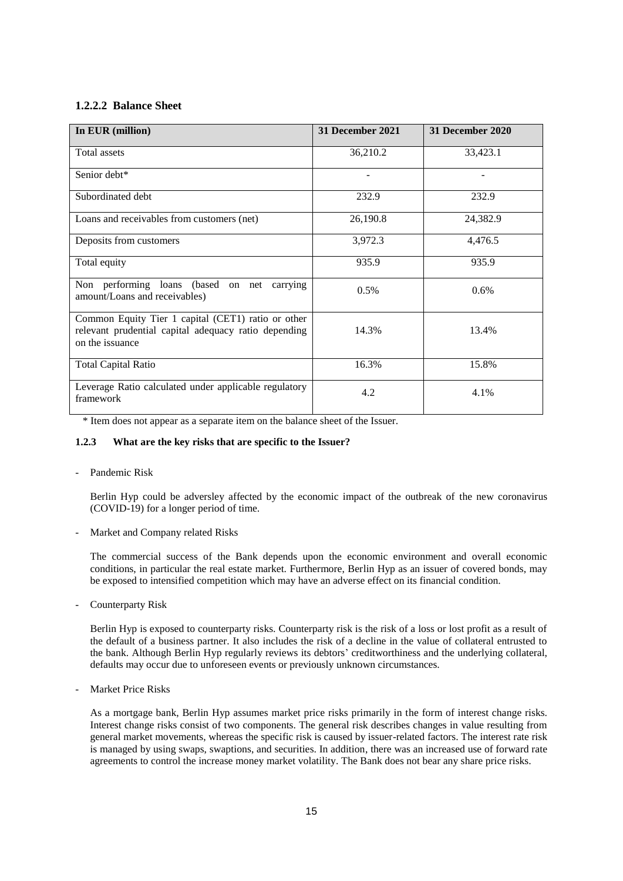### 1.2.2.2 Balance Sheet

| In EUR (million) | 31 December 2021 | 31 December 2020 |
|---|---|---|
| Total assets | 36,210.2 | 33,423.1 |
| Senior debt* | - | - |
| Subordinated debt | 232.9 | 232.9 |
| Loans and receivables from customers (net) | 26,190.8 | 24,382.9 |
| Deposits from customers | 3,972.3 | 4,476.5 |
| Total equity | 935.9 | 935.9 |
| Non performing loans (based on net carrying amount/Loans and receivables) | 0.5% | 0.6% |
| Common Equity Tier 1 capital (CET1) ratio or other relevant prudential capital adequacy ratio depending on the issuance | 14.3% | 13.4% |
| Total Capital Ratio | 16.3% | 15.8% |
| Leverage Ratio calculated under applicable regulatory framework | 4.2 | 4.1% |

\* Item does not appear as a separate item on the balance sheet of the Issuer.

### 1.2.3 What are the key risks that are specific to the Issuer?

- Pandemic Risk

  Berlin Hyp could be adversley affected by the economic impact of the outbreak of the new coronavirus (COVID-19) for a longer period of time.

- Market and Company related Risks

  The commercial success of the Bank depends upon the economic environment and overall economic conditions, in particular the real estate market. Furthermore, Berlin Hyp as an issuer of covered bonds, may be exposed to intensified competition which may have an adverse effect on its financial condition.

- Counterparty Risk

  Berlin Hyp is exposed to counterparty risks. Counterparty risk is the risk of a loss or lost profit as a result of the default of a business partner. It also includes the risk of a decline in the value of collateral entrusted to the bank. Although Berlin Hyp regularly reviews its debtors' creditworthiness and the underlying collateral, defaults may occur due to unforeseen events or previously unknown circumstances.

- Market Price Risks

  As a mortgage bank, Berlin Hyp assumes market price risks primarily in the form of interest change risks. Interest change risks consist of two components. The general risk describes changes in value resulting from general market movements, whereas the specific risk is caused by issuer-related factors. The interest rate risk is managed by using swaps, swaptions, and securities. In addition, there was an increased use of forward rate agreements to control the increase money market volatility. The Bank does not bear any share price risks.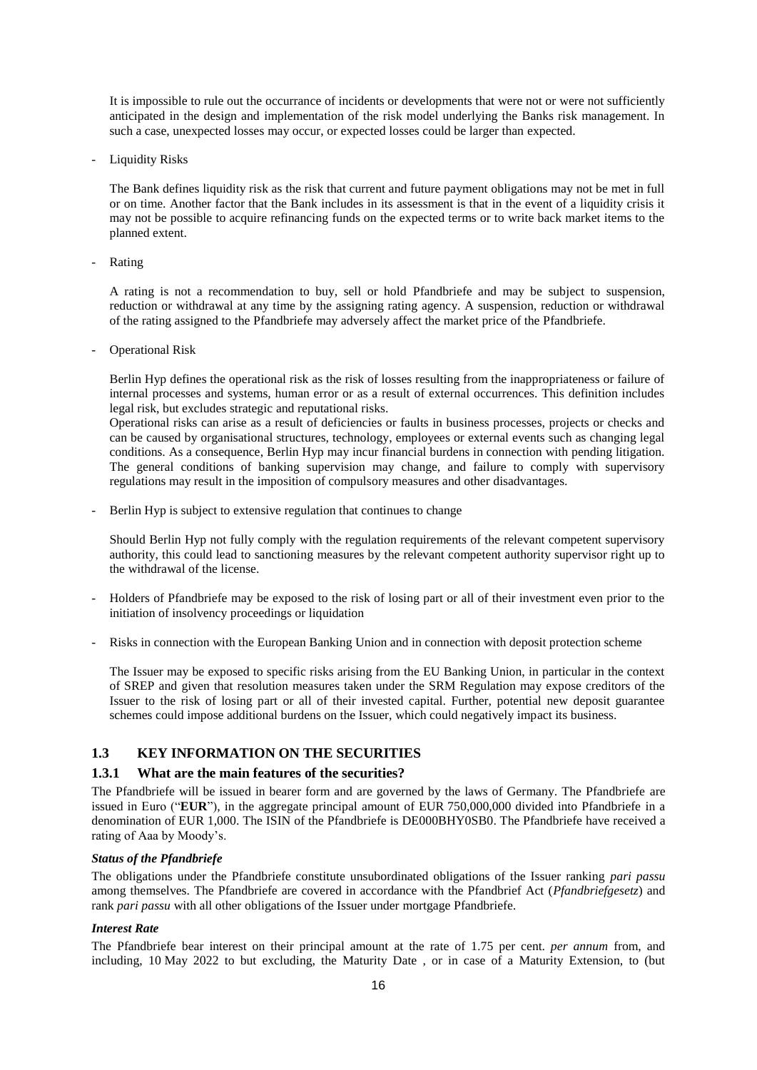It is impossible to rule out the occurrance of incidents or developments that were not or were not sufficiently anticipated in the design and implementation of the risk model underlying the Banks risk management. In such a case, unexpected losses may occur, or expected losses could be larger than expected.

- Liquidity Risks

  The Bank defines liquidity risk as the risk that current and future payment obligations may not be met in full or on time. Another factor that the Bank includes in its assessment is that in the event of a liquidity crisis it may not be possible to acquire refinancing funds on the expected terms or to write back market items to the planned extent.

- Rating

  A rating is not a recommendation to buy, sell or hold Pfandbriefe and may be subject to suspension, reduction or withdrawal at any time by the assigning rating agency. A suspension, reduction or withdrawal of the rating assigned to the Pfandbriefe may adversely affect the market price of the Pfandbriefe.

- Operational Risk

  Berlin Hyp defines the operational risk as the risk of losses resulting from the inappropriateness or failure of internal processes and systems, human error or as a result of external occurrences. This definition includes legal risk, but excludes strategic and reputational risks.
  Operational risks can arise as a result of deficiencies or faults in business processes, projects or checks and can be caused by organisational structures, technology, employees or external events such as changing legal conditions. As a consequence, Berlin Hyp may incur financial burdens in connection with pending litigation. The general conditions of banking supervision may change, and failure to comply with supervisory regulations may result in the imposition of compulsory measures and other disadvantages.

- Berlin Hyp is subject to extensive regulation that continues to change

  Should Berlin Hyp not fully comply with the regulation requirements of the relevant competent supervisory authority, this could lead to sanctioning measures by the relevant competent authority supervisor right up to the withdrawal of the license.

- Holders of Pfandbriefe may be exposed to the risk of losing part or all of their investment even prior to the initiation of insolvency proceedings or liquidation

- Risks in connection with the European Banking Union and in connection with deposit protection scheme

  The Issuer may be exposed to specific risks arising from the EU Banking Union, in particular in the context of SREP and given that resolution measures taken under the SRM Regulation may expose creditors of the Issuer to the risk of losing part or all of their invested capital. Further, potential new deposit guarantee schemes could impose additional burdens on the Issuer, which could negatively impact its business.

## 1.3 KEY INFORMATION ON THE SECURITIES

### 1.3.1 What are the main features of the securities?

The Pfandbriefe will be issued in bearer form and are governed by the laws of Germany. The Pfandbriefe are issued in Euro ("**EUR**"), in the aggregate principal amount of EUR 750,000,000 divided into Pfandbriefe in a denomination of EUR 1,000. The ISIN of the Pfandbriefe is DE000BHY0SB0. The Pfandbriefe have received a rating of Aaa by Moody's.

***Status of the Pfandbriefe***

The obligations under the Pfandbriefe constitute unsubordinated obligations of the Issuer ranking *pari passu* among themselves. The Pfandbriefe are covered in accordance with the Pfandbrief Act (*Pfandbriefgesetz*) and rank *pari passu* with all other obligations of the Issuer under mortgage Pfandbriefe.

***Interest Rate***

The Pfandbriefe bear interest on their principal amount at the rate of 1.75 per cent. *per annum* from, and including, 10 May 2022 to but excluding, the Maturity Date , or in case of a Maturity Extension, to (but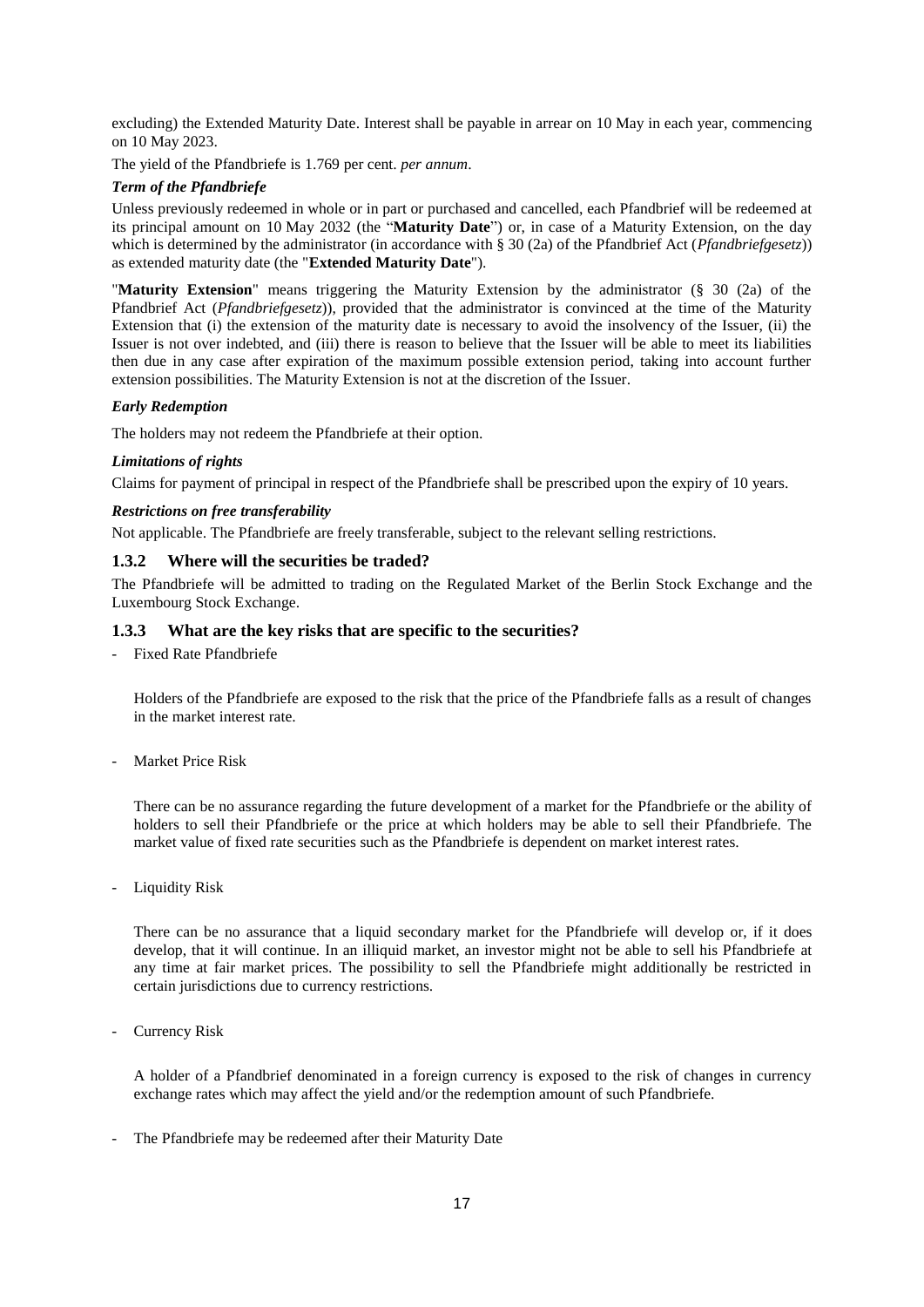excluding) the Extended Maturity Date. Interest shall be payable in arrear on 10 May in each year, commencing on 10 May 2023.

The yield of the Pfandbriefe is 1.769 per cent. *per annum*.

***Term of the Pfandbriefe***

Unless previously redeemed in whole or in part or purchased and cancelled, each Pfandbrief will be redeemed at its principal amount on 10 May 2032 (the "**Maturity Date**") or, in case of a Maturity Extension, on the day which is determined by the administrator (in accordance with § 30 (2a) of the Pfandbrief Act (*Pfandbriefgesetz*)) as extended maturity date (the "**Extended Maturity Date**").

"**Maturity Extension**" means triggering the Maturity Extension by the administrator (§ 30 (2a) of the Pfandbrief Act (*Pfandbriefgesetz*)), provided that the administrator is convinced at the time of the Maturity Extension that (i) the extension of the maturity date is necessary to avoid the insolvency of the Issuer, (ii) the Issuer is not over indebted, and (iii) there is reason to believe that the Issuer will be able to meet its liabilities then due in any case after expiration of the maximum possible extension period, taking into account further extension possibilities. The Maturity Extension is not at the discretion of the Issuer.

***Early Redemption***

The holders may not redeem the Pfandbriefe at their option.

***Limitations of rights***

Claims for payment of principal in respect of the Pfandbriefe shall be prescribed upon the expiry of 10 years.

***Restrictions on free transferability***

Not applicable. The Pfandbriefe are freely transferable, subject to the relevant selling restrictions.

### 1.3.2 Where will the securities be traded?

The Pfandbriefe will be admitted to trading on the Regulated Market of the Berlin Stock Exchange and the Luxembourg Stock Exchange.

### 1.3.3 What are the key risks that are specific to the securities?

- Fixed Rate Pfandbriefe

  Holders of the Pfandbriefe are exposed to the risk that the price of the Pfandbriefe falls as a result of changes in the market interest rate.

- Market Price Risk

  There can be no assurance regarding the future development of a market for the Pfandbriefe or the ability of holders to sell their Pfandbriefe or the price at which holders may be able to sell their Pfandbriefe. The market value of fixed rate securities such as the Pfandbriefe is dependent on market interest rates.

- Liquidity Risk

  There can be no assurance that a liquid secondary market for the Pfandbriefe will develop or, if it does develop, that it will continue. In an illiquid market, an investor might not be able to sell his Pfandbriefe at any time at fair market prices. The possibility to sell the Pfandbriefe might additionally be restricted in certain jurisdictions due to currency restrictions.

- Currency Risk

  A holder of a Pfandbrief denominated in a foreign currency is exposed to the risk of changes in currency exchange rates which may affect the yield and/or the redemption amount of such Pfandbriefe.

- The Pfandbriefe may be redeemed after their Maturity Date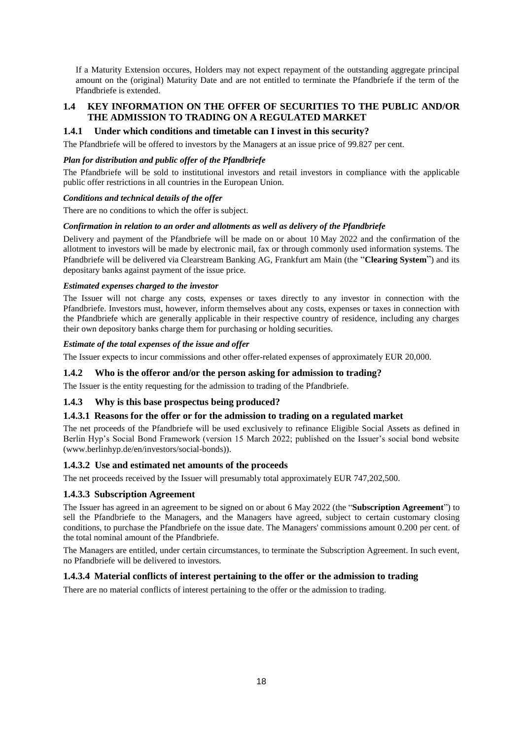If a Maturity Extension occures, Holders may not expect repayment of the outstanding aggregate principal amount on the (original) Maturity Date and are not entitled to terminate the Pfandbriefe if the term of the Pfandbriefe is extended.

## 1.4 KEY INFORMATION ON THE OFFER OF SECURITIES TO THE PUBLIC AND/OR THE ADMISSION TO TRADING ON A REGULATED MARKET

### 1.4.1 Under which conditions and timetable can I invest in this security?

The Pfandbriefe will be offered to investors by the Managers at an issue price of 99.827 per cent.

***Plan for distribution and public offer of the Pfandbriefe***

The Pfandbriefe will be sold to institutional investors and retail investors in compliance with the applicable public offer restrictions in all countries in the European Union.

***Conditions and technical details of the offer***

There are no conditions to which the offer is subject.

***Confirmation in relation to an order and allotments as well as delivery of the Pfandbriefe***

Delivery and payment of the Pfandbriefe will be made on or about 10 May 2022 and the confirmation of the allotment to investors will be made by electronic mail, fax or through commonly used information systems. The Pfandbriefe will be delivered via Clearstream Banking AG, Frankfurt am Main (the "**Clearing System**") and its depositary banks against payment of the issue price.

***Estimated expenses charged to the investor***

The Issuer will not charge any costs, expenses or taxes directly to any investor in connection with the Pfandbriefe. Investors must, however, inform themselves about any costs, expenses or taxes in connection with the Pfandbriefe which are generally applicable in their respective country of residence, including any charges their own depository banks charge them for purchasing or holding securities.

***Estimate of the total expenses of the issue and offer***

The Issuer expects to incur commissions and other offer-related expenses of approximately EUR 20,000.

### 1.4.2 Who is the offeror and/or the person asking for admission to trading?

The Issuer is the entity requesting for the admission to trading of the Pfandbriefe.

### 1.4.3 Why is this base prospectus being produced?

#### 1.4.3.1 Reasons for the offer or for the admission to trading on a regulated market

The net proceeds of the Pfandbriefe will be used exclusively to refinance Eligible Social Assets as defined in Berlin Hyp's Social Bond Framework (version 15 March 2022; published on the Issuer's social bond website (www.berlinhyp.de/en/investors/social-bonds)).

#### 1.4.3.2 Use and estimated net amounts of the proceeds

The net proceeds received by the Issuer will presumably total approximately EUR 747,202,500.

#### 1.4.3.3 Subscription Agreement

The Issuer has agreed in an agreement to be signed on or about 6 May 2022 (the "**Subscription Agreement**") to sell the Pfandbriefe to the Managers, and the Managers have agreed, subject to certain customary closing conditions, to purchase the Pfandbriefe on the issue date. The Managers' commissions amount 0.200 per cent. of the total nominal amount of the Pfandbriefe.

The Managers are entitled, under certain circumstances, to terminate the Subscription Agreement. In such event, no Pfandbriefe will be delivered to investors.

#### 1.4.3.4 Material conflicts of interest pertaining to the offer or the admission to trading

There are no material conflicts of interest pertaining to the offer or the admission to trading.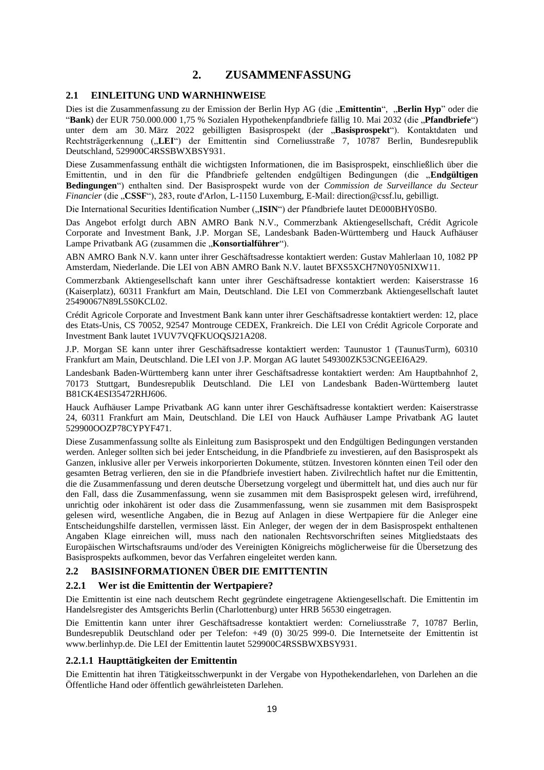# 2. ZUSAMMENFASSUNG

## 2.1 EINLEITUNG UND WARNHINWEISE

Dies ist die Zusammenfassung zu der Emission der Berlin Hyp AG (die „**Emittentin**", „**Berlin Hyp**" oder die "**Bank**) der EUR 750.000.000 1,75 % Sozialen Hypothekenpfandbriefe fällig 10. Mai 2032 (die „**Pfandbriefe**") unter dem am 30. März 2022 gebilligten Basisprospekt (der „**Basisprospekt**"). Kontaktdaten und Rechtsträgerkennung („**LEI**") der Emittentin sind Corneliusstraße 7, 10787 Berlin, Bundesrepublik Deutschland, 529900C4RSSBWXBSY931.

Diese Zusammenfassung enthält die wichtigsten Informationen, die im Basisprospekt, einschließlich über die Emittentin, und in den für die Pfandbriefe geltenden endgültigen Bedingungen (die „**Endgültigen Bedingungen**") enthalten sind. Der Basisprospekt wurde von der *Commission de Surveillance du Secteur Financier* (die „**CSSF**"), 283, route d'Arlon, L-1150 Luxemburg, E-Mail: direction@cssf.lu, gebilligt.

Die International Securities Identification Number („**ISIN**") der Pfandbriefe lautet DE000BHY0SB0.

Das Angebot erfolgt durch ABN AMRO Bank N.V., Commerzbank Aktiengesellschaft, Crédit Agricole Corporate and Investment Bank, J.P. Morgan SE, Landesbank Baden-Württemberg und Hauck Aufhäuser Lampe Privatbank AG (zusammen die „**Konsortialführer**").

ABN AMRO Bank N.V. kann unter ihrer Geschäftsadresse kontaktiert werden: Gustav Mahlerlaan 10, 1082 PP Amsterdam, Niederlande. Die LEI von ABN AMRO Bank N.V. lautet BFXS5XCH7N0Y05NIXW11.

Commerzbank Aktiengesellschaft kann unter ihrer Geschäftsadresse kontaktiert werden: Kaiserstrasse 16 (Kaiserplatz), 60311 Frankfurt am Main, Deutschland. Die LEI von Commerzbank Aktiengesellschaft lautet 25490067N89L5S0KCL02.

Crédit Agricole Corporate and Investment Bank kann unter ihrer Geschäftsadresse kontaktiert werden: 12, place des Etats-Unis, CS 70052, 92547 Montrouge CEDEX, Frankreich. Die LEI von Crédit Agricole Corporate and Investment Bank lautet 1VUV7VQFKUOQSJ21A208.

J.P. Morgan SE kann unter ihrer Geschäftsadresse kontaktiert werden: Taunustor 1 (TaunusTurm), 60310 Frankfurt am Main, Deutschland. Die LEI von J.P. Morgan AG lautet 549300ZK53CNGEEI6A29.

Landesbank Baden-Württemberg kann unter ihrer Geschäftsadresse kontaktiert werden: Am Hauptbahnhof 2, 70173 Stuttgart, Bundesrepublik Deutschland. Die LEI von Landesbank Baden-Württemberg lautet B81CK4ESI35472RHJ606.

Hauck Aufhäuser Lampe Privatbank AG kann unter ihrer Geschäftsadresse kontaktiert werden: Kaiserstrasse 24, 60311 Frankfurt am Main, Deutschland. Die LEI von Hauck Aufhäuser Lampe Privatbank AG lautet 529900OOZP78CYPYF471.

Diese Zusammenfassung sollte als Einleitung zum Basisprospekt und den Endgültigen Bedingungen verstanden werden. Anleger sollten sich bei jeder Entscheidung, in die Pfandbriefe zu investieren, auf den Basisprospekt als Ganzen, inklusive aller per Verweis inkorporierten Dokumente, stützen. Investoren könnten einen Teil oder den gesamten Betrag verlieren, den sie in die Pfandbriefe investiert haben. Zivilrechtlich haftet nur die Emittentin, die die Zusammenfassung und deren deutsche Übersetzung vorgelegt und übermittelt hat, und dies auch nur für den Fall, dass die Zusammenfassung, wenn sie zusammen mit dem Basisprospekt gelesen wird, irreführend, unrichtig oder inkohärent ist oder dass die Zusammenfassung, wenn sie zusammen mit dem Basisprospekt gelesen wird, wesentliche Angaben, die in Bezug auf Anlagen in diese Wertpapiere für die Anleger eine Entscheidungshilfe darstellen, vermissen lässt. Ein Anleger, der wegen der in dem Basisprospekt enthaltenen Angaben Klage einreichen will, muss nach den nationalen Rechtsvorschriften seines Mitgliedstaats des Europäischen Wirtschaftsraums und/oder des Vereinigten Königreichs möglicherweise für die Übersetzung des Basisprospekts aufkommen, bevor das Verfahren eingeleitet werden kann.

## 2.2 BASISINFORMATIONEN ÜBER DIE EMITTENTIN

### 2.2.1 Wer ist die Emittentin der Wertpapiere?

Die Emittentin ist eine nach deutschem Recht gegründete eingetragene Aktiengesellschaft. Die Emittentin im Handelsregister des Amtsgerichts Berlin (Charlottenburg) unter HRB 56530 eingetragen.

Die Emittentin kann unter ihrer Geschäftsadresse kontaktiert werden: Corneliusstraße 7, 10787 Berlin, Bundesrepublik Deutschland oder per Telefon: +49 (0) 30/25 999-0. Die Internetseite der Emittentin ist www.berlinhyp.de. Die LEI der Emittentin lautet 529900C4RSSBWXBSY931.

#### 2.2.1.1 Haupttätigkeiten der Emittentin

Die Emittentin hat ihren Tätigkeitsschwerpunkt in der Vergabe von Hypothekendarlehen, von Darlehen an die Öffentliche Hand oder öffentlich gewährleisteten Darlehen.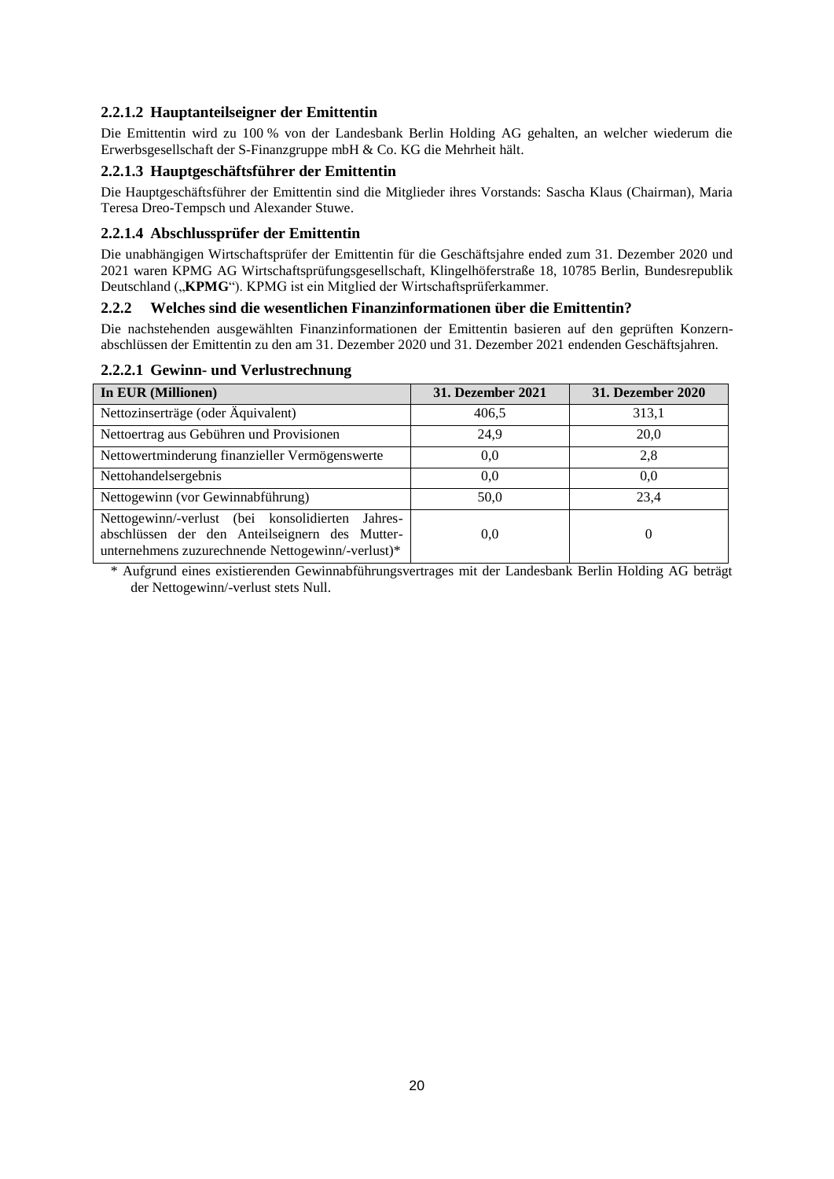#### 2.2.1.2 Hauptanteilseigner der Emittentin

Die Emittentin wird zu 100 % von der Landesbank Berlin Holding AG gehalten, an welcher wiederum die Erwerbsgesellschaft der S-Finanzgruppe mbH & Co. KG die Mehrheit hält.

#### 2.2.1.3 Hauptgeschäftsführer der Emittentin

Die Hauptgeschäftsführer der Emittentin sind die Mitglieder ihres Vorstands: Sascha Klaus (Chairman), Maria Teresa Dreo-Tempsch und Alexander Stuwe.

#### 2.2.1.4 Abschlussprüfer der Emittentin

Die unabhängigen Wirtschaftsprüfer der Emittentin für die Geschäftsjahre ended zum 31. Dezember 2020 und 2021 waren KPMG AG Wirtschaftsprüfungsgesellschaft, Klingelhöferstraße 18, 10785 Berlin, Bundesrepublik Deutschland („**KPMG**"). KPMG ist ein Mitglied der Wirtschaftsprüferkammer.

### 2.2.2 Welches sind die wesentlichen Finanzinformationen über die Emittentin?

Die nachstehenden ausgewählten Finanzinformationen der Emittentin basieren auf den geprüften Konzernabschlüssen der Emittentin zu den am 31. Dezember 2020 und 31. Dezember 2021 endenden Geschäftsjahren.

#### 2.2.2.1 Gewinn- und Verlustrechnung

| In EUR (Millionen) | 31. Dezember 2021 | 31. Dezember 2020 |
|---|---|---|
| Nettozinserträge (oder Äquivalent) | 406,5 | 313,1 |
| Nettoertrag aus Gebühren und Provisionen | 24,9 | 20,0 |
| Nettowertminderung finanzieller Vermögenswerte | 0,0 | 2,8 |
| Nettohandelsergebnis | 0,0 | 0,0 |
| Nettogewinn (vor Gewinnabführung) | 50,0 | 23,4 |
| Nettogewinn/-verlust (bei konsolidierten Jahresabschlüssen der den Anteilseignern des Mutterunternehmens zuzurechnende Nettogewinn/-verlust)* | 0,0 | 0 |

\* Aufgrund eines existierenden Gewinnabführungsvertrages mit der Landesbank Berlin Holding AG beträgt der Nettogewinn/-verlust stets Null.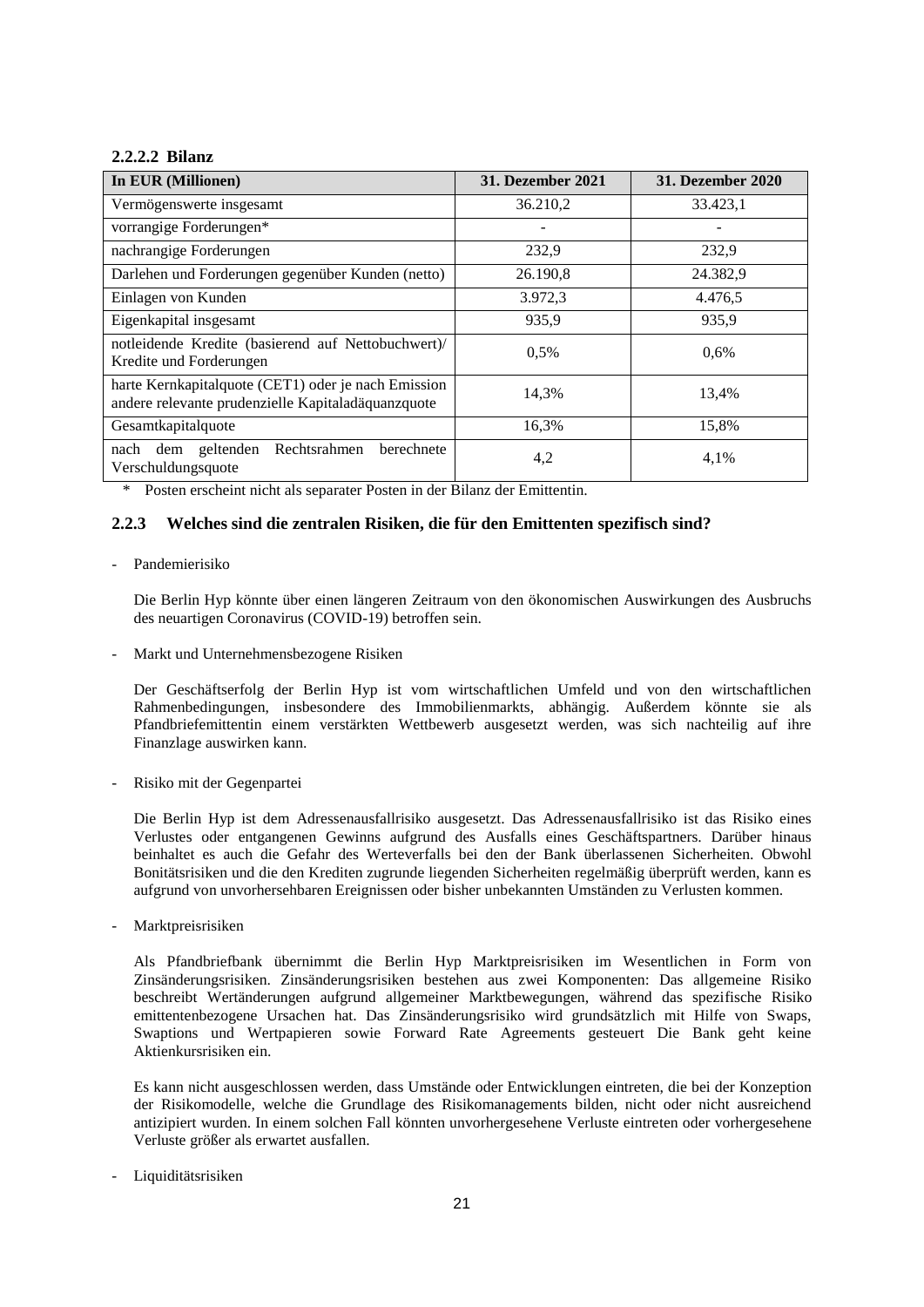#### 2.2.2.2 Bilanz

| In EUR (Millionen) | 31. Dezember 2021 | 31. Dezember 2020 |
| --- | --- | --- |
| Vermögenswerte insgesamt | 36.210,2 | 33.423,1 |
| vorrangige Forderungen* | - | - |
| nachrangige Forderungen | 232,9 | 232,9 |
| Darlehen und Forderungen gegenüber Kunden (netto) | 26.190,8 | 24.382,9 |
| Einlagen von Kunden | 3.972,3 | 4.476,5 |
| Eigenkapital insgesamt | 935,9 | 935,9 |
| notleidende Kredite (basierend auf Nettobuchwert)/ Kredite und Forderungen | 0,5% | 0,6% |
| harte Kernkapitalquote (CET1) oder je nach Emission andere relevante prudenzielle Kapitaladäquanzquote | 14,3% | 13,4% |
| Gesamtkapitalquote | 16,3% | 15,8% |
| nach dem geltenden Rechtsrahmen berechnete Verschuldungsquote | 4,2 | 4,1% |

\* Posten erscheint nicht als separater Posten in der Bilanz der Emittentin.

### 2.2.3 Welches sind die zentralen Risiken, die für den Emittenten spezifisch sind?

- Pandemierisiko

  Die Berlin Hyp könnte über einen längeren Zeitraum von den ökonomischen Auswirkungen des Ausbruchs des neuartigen Coronavirus (COVID-19) betroffen sein.

- Markt und Unternehmensbezogene Risiken

  Der Geschäftserfolg der Berlin Hyp ist vom wirtschaftlichen Umfeld und von den wirtschaftlichen Rahmenbedingungen, insbesondere des Immobilienmarkts, abhängig. Außerdem könnte sie als Pfandbriefemittentin einem verstärkten Wettbewerb ausgesetzt werden, was sich nachteilig auf ihre Finanzlage auswirken kann.

- Risiko mit der Gegenpartei

  Die Berlin Hyp ist dem Adressenausfallrisiko ausgesetzt. Das Adressenausfallrisiko ist das Risiko eines Verlustes oder entgangenen Gewinns aufgrund des Ausfalls eines Geschäftspartners. Darüber hinaus beinhaltet es auch die Gefahr des Werteverfalls bei den der Bank überlassenen Sicherheiten. Obwohl Bonitätsrisiken und die den Krediten zugrunde liegenden Sicherheiten regelmäßig überprüft werden, kann es aufgrund von unvorhersehbaren Ereignissen oder bisher unbekannten Umständen zu Verlusten kommen.

- Marktpreisrisiken

  Als Pfandbriefbank übernimmt die Berlin Hyp Marktpreisrisiken im Wesentlichen in Form von Zinsänderungsrisiken. Zinsänderungsrisiken bestehen aus zwei Komponenten: Das allgemeine Risiko beschreibt Wertänderungen aufgrund allgemeiner Marktbewegungen, während das spezifische Risiko emittentenbezogene Ursachen hat. Das Zinsänderungsrisiko wird grundsätzlich mit Hilfe von Swaps, Swaptions und Wertpapieren sowie Forward Rate Agreements gesteuert Die Bank geht keine Aktienkursrisiken ein.

  Es kann nicht ausgeschlossen werden, dass Umstände oder Entwicklungen eintreten, die bei der Konzeption der Risikomodelle, welche die Grundlage des Risikomanagements bilden, nicht oder nicht ausreichend antizipiert wurden. In einem solchen Fall könnten unvorhergesehene Verluste eintreten oder vorhergesehene Verluste größer als erwartet ausfallen.

- Liquiditätsrisiken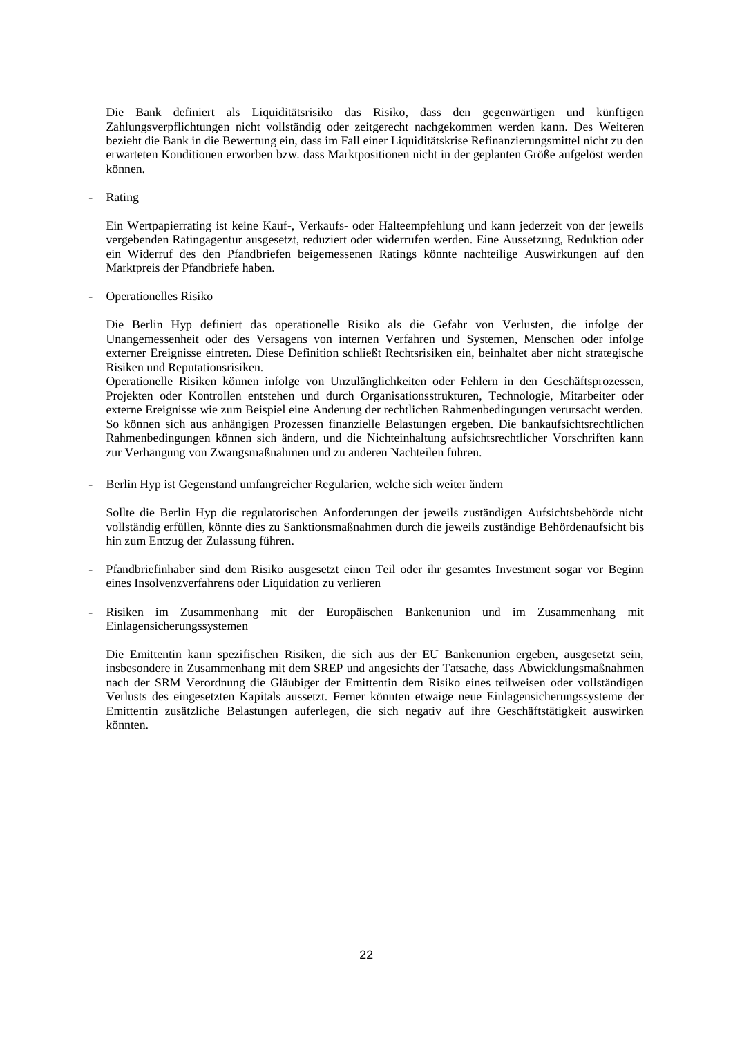Die Bank definiert als Liquiditätsrisiko das Risiko, dass den gegenwärtigen und künftigen Zahlungsverpflichtungen nicht vollständig oder zeitgerecht nachgekommen werden kann. Des Weiteren bezieht die Bank in die Bewertung ein, dass im Fall einer Liquiditätskrise Refinanzierungsmittel nicht zu den erwarteten Konditionen erworben bzw. dass Marktpositionen nicht in der geplanten Größe aufgelöst werden können.

- Rating

  Ein Wertpapierrating ist keine Kauf-, Verkaufs- oder Halteempfehlung und kann jederzeit von der jeweils vergebenden Ratingagentur ausgesetzt, reduziert oder widerrufen werden. Eine Aussetzung, Reduktion oder ein Widerruf des den Pfandbriefen beigemessenen Ratings könnte nachteilige Auswirkungen auf den Marktpreis der Pfandbriefe haben.

- Operationelles Risiko

  Die Berlin Hyp definiert das operationelle Risiko als die Gefahr von Verlusten, die infolge der Unangemessenheit oder des Versagens von internen Verfahren und Systemen, Menschen oder infolge externer Ereignisse eintreten. Diese Definition schließt Rechtsrisiken ein, beinhaltet aber nicht strategische Risiken und Reputationsrisiken.
  Operationelle Risiken können infolge von Unzulänglichkeiten oder Fehlern in den Geschäftsprozessen, Projekten oder Kontrollen entstehen und durch Organisationsstrukturen, Technologie, Mitarbeiter oder externe Ereignisse wie zum Beispiel eine Änderung der rechtlichen Rahmenbedingungen verursacht werden. So können sich aus anhängigen Prozessen finanzielle Belastungen ergeben. Die bankaufsichtsrechtlichen Rahmenbedingungen können sich ändern, und die Nichteinhaltung aufsichtsrechtlicher Vorschriften kann zur Verhängung von Zwangsmaßnahmen und zu anderen Nachteilen führen.

- Berlin Hyp ist Gegenstand umfangreicher Regularien, welche sich weiter ändern

  Sollte die Berlin Hyp die regulatorischen Anforderungen der jeweils zuständigen Aufsichtsbehörde nicht vollständig erfüllen, könnte dies zu Sanktionsmaßnahmen durch die jeweils zuständige Behördenaufsicht bis hin zum Entzug der Zulassung führen.

- Pfandbriefinhaber sind dem Risiko ausgesetzt einen Teil oder ihr gesamtes Investment sogar vor Beginn eines Insolvenzverfahrens oder Liquidation zu verlieren

- Risiken im Zusammenhang mit der Europäischen Bankenunion und im Zusammenhang mit Einlagensicherungssystemen

  Die Emittentin kann spezifischen Risiken, die sich aus der EU Bankenunion ergeben, ausgesetzt sein, insbesondere in Zusammenhang mit dem SREP und angesichts der Tatsache, dass Abwicklungsmaßnahmen nach der SRM Verordnung die Gläubiger der Emittentin dem Risiko eines teilweisen oder vollständigen Verlusts des eingesetzten Kapitals aussetzt. Ferner könnten etwaige neue Einlagensicherungssysteme der Emittentin zusätzliche Belastungen auferlegen, die sich negativ auf ihre Geschäftstätigkeit auswirken könnten.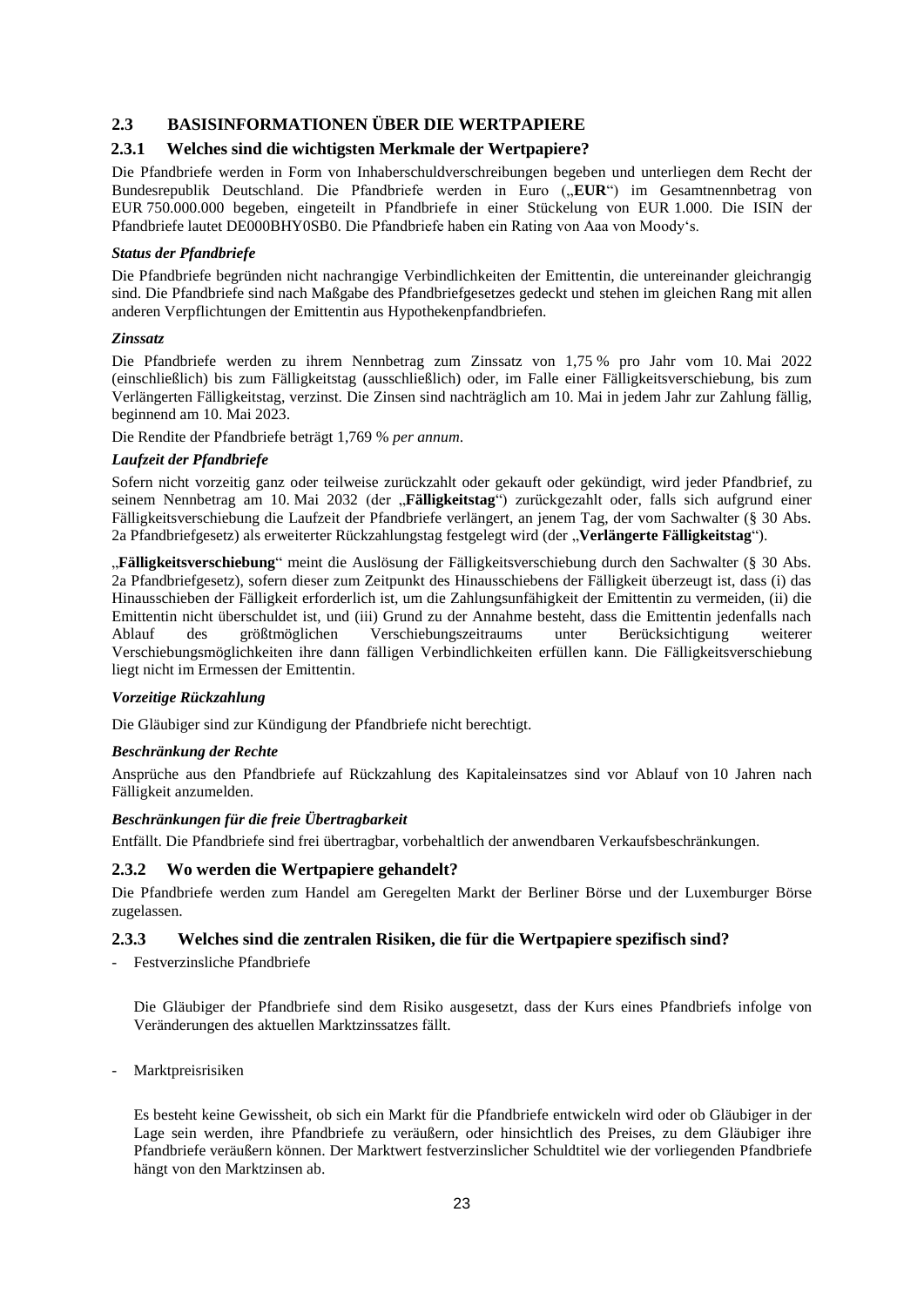## 2.3 BASISINFORMATIONEN ÜBER DIE WERTPAPIERE

### 2.3.1 Welches sind die wichtigsten Merkmale der Wertpapiere?

Die Pfandbriefe werden in Form von Inhaberschuldverschreibungen begeben und unterliegen dem Recht der Bundesrepublik Deutschland. Die Pfandbriefe werden in Euro („**EUR**“) im Gesamtnennbetrag von EUR 750.000.000 begeben, eingeteilt in Pfandbriefe in einer Stückelung von EUR 1.000. Die ISIN der Pfandbriefe lautet DE000BHY0SB0. Die Pfandbriefe haben ein Rating von Aaa von Moody‘s.

***Status der Pfandbriefe***

Die Pfandbriefe begründen nicht nachrangige Verbindlichkeiten der Emittentin, die untereinander gleichrangig sind. Die Pfandbriefe sind nach Maßgabe des Pfandbriefgesetzes gedeckt und stehen im gleichen Rang mit allen anderen Verpflichtungen der Emittentin aus Hypothekenpfandbriefen.

***Zinssatz***

Die Pfandbriefe werden zu ihrem Nennbetrag zum Zinssatz von 1,75 % pro Jahr vom 10. Mai 2022 (einschließlich) bis zum Fälligkeitstag (ausschließlich) oder, im Falle einer Fälligkeitsverschiebung, bis zum Verlängerten Fälligkeitstag, verzinst. Die Zinsen sind nachträglich am 10. Mai in jedem Jahr zur Zahlung fällig, beginnend am 10. Mai 2023.

Die Rendite der Pfandbriefe beträgt 1,769 % *per annum*.

***Laufzeit der Pfandbriefe***

Sofern nicht vorzeitig ganz oder teilweise zurückgezahlt oder gekauft oder gekündigt, wird jeder Pfandbrief, zu seinem Nennbetrag am 10. Mai 2032 (der „**Fälligkeitstag**“) zurückgezahlt oder, falls sich aufgrund einer Fälligkeitsverschiebung die Laufzeit der Pfandbriefe verlängert, an jenem Tag, der vom Sachwalter (§ 30 Abs. 2a Pfandbriefgesetz) als erweiterter Rückzahlungstag festgelegt wird (der „**Verlängerte Fälligkeitstag**“).

„**Fälligkeitsverschiebung**“ meint die Auslösung der Fälligkeitsverschiebung durch den Sachwalter (§ 30 Abs. 2a Pfandbriefgesetz), sofern dieser zum Zeitpunkt des Hinausschiebens der Fälligkeit überzeugt ist, dass (i) das Hinausschieben der Fälligkeit erforderlich ist, um die Zahlungsunfähigkeit der Emittentin zu vermeiden, (ii) die Emittentin nicht überschuldet ist, und (iii) Grund zu der Annahme besteht, dass die Emittentin jedenfalls nach Ablauf des größtmöglichen Verschiebungszeitraums unter Berücksichtigung weiterer Verschiebungsmöglichkeiten ihre dann fälligen Verbindlichkeiten erfüllen kann. Die Fälligkeitsverschiebung liegt nicht im Ermessen der Emittentin.

***Vorzeitige Rückzahlung***

Die Gläubiger sind zur Kündigung der Pfandbriefe nicht berechtigt.

***Beschränkung der Rechte***

Ansprüche aus den Pfandbriefe auf Rückzahlung des Kapitaleinsatzes sind vor Ablauf von 10 Jahren nach Fälligkeit anzumelden.

***Beschränkungen für die freie Übertragbarkeit***

Entfällt. Die Pfandbriefe sind frei übertragbar, vorbehaltlich der anwendbaren Verkaufsbeschränkungen.

### 2.3.2 Wo werden die Wertpapiere gehandelt?

Die Pfandbriefe werden zum Handel am Geregelten Markt der Berliner Börse und der Luxemburger Börse zugelassen.

### 2.3.3 Welches sind die zentralen Risiken, die für die Wertpapiere spezifisch sind?

- Festverzinsliche Pfandbriefe

  Die Gläubiger der Pfandbriefe sind dem Risiko ausgesetzt, dass der Kurs eines Pfandbriefs infolge von Veränderungen des aktuellen Marktzinssatzes fällt.

- Marktpreisrisiken

  Es besteht keine Gewissheit, ob sich ein Markt für die Pfandbriefe entwickeln wird oder ob Gläubiger in der Lage sein werden, ihre Pfandbriefe zu veräußern, oder hinsichtlich des Preises, zu dem Gläubiger ihre Pfandbriefe veräußern können. Der Marktwert festverzinslicher Schuldtitel wie der vorliegenden Pfandbriefe hängt von den Marktzinsen ab.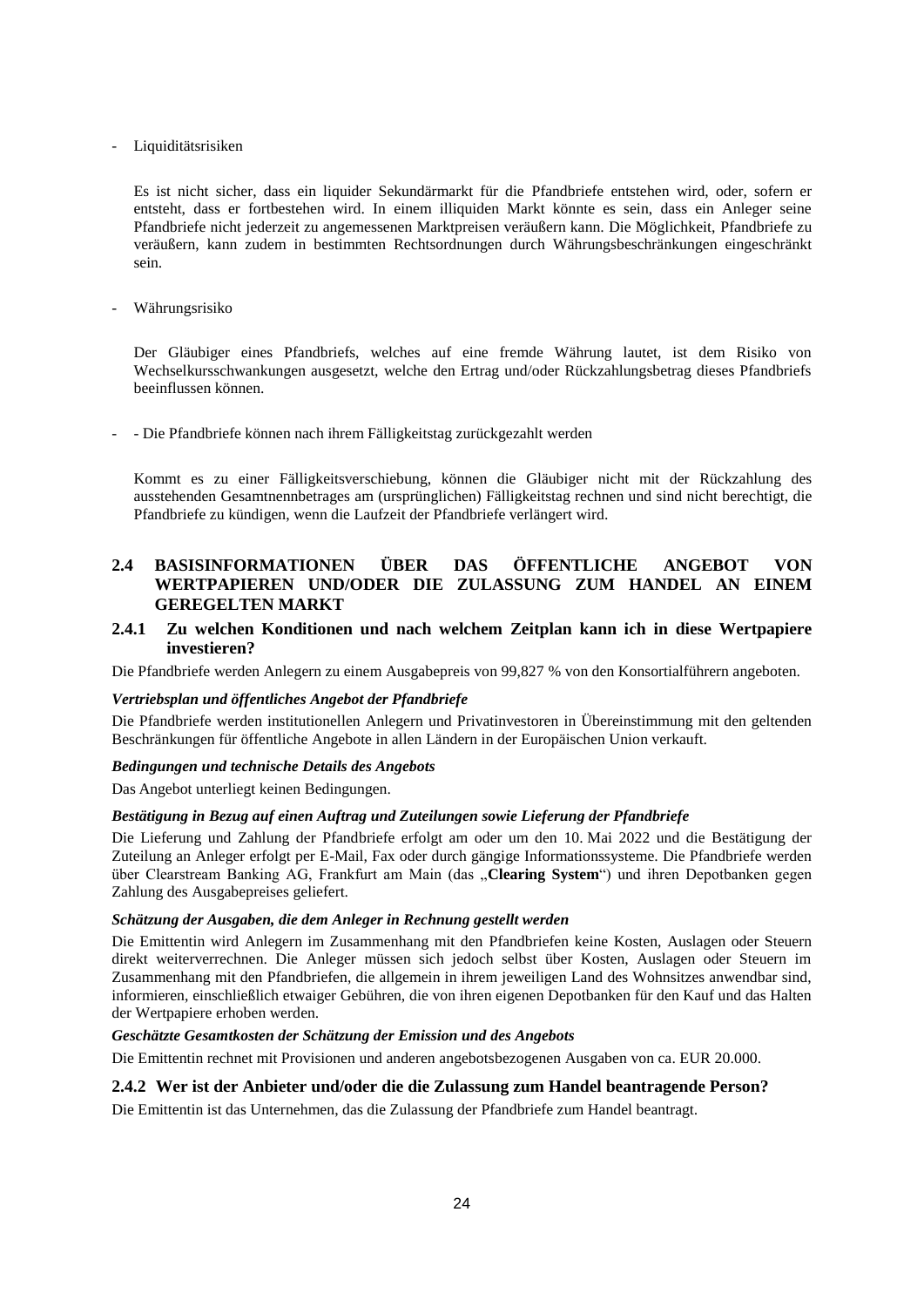- Liquiditätsrisiken

  Es ist nicht sicher, dass ein liquider Sekundärmarkt für die Pfandbriefe entstehen wird, oder, sofern er entsteht, dass er fortbestehen wird. In einem illiquiden Markt könnte es sein, dass ein Anleger seine Pfandbriefe nicht jederzeit zu angemessenen Marktpreisen veräußern kann. Die Möglichkeit, Pfandbriefe zu veräußern, kann zudem in bestimmten Rechtsordnungen durch Währungsbeschränkungen eingeschränkt sein.

- Währungsrisiko

  Der Gläubiger eines Pfandbriefs, welches auf eine fremde Währung lautet, ist dem Risiko von Wechselkursschwankungen ausgesetzt, welche den Ertrag und/oder Rückzahlungsbetrag dieses Pfandbriefs beeinflussen können.

- - Die Pfandbriefe können nach ihrem Fälligkeitstag zurückgezahlt werden

  Kommt es zu einer Fälligkeitsverschiebung, können die Gläubiger nicht mit der Rückzahlung des ausstehenden Gesamtnennbetrages am (ursprünglichen) Fälligkeitstag rechnen und sind nicht berechtigt, die Pfandbriefe zu kündigen, wenn die Laufzeit der Pfandbriefe verlängert wird.

## 2.4 BASISINFORMATIONEN ÜBER DAS ÖFFENTLICHE ANGEBOT VON WERTPAPIEREN UND/ODER DIE ZULASSUNG ZUM HANDEL AN EINEM GEREGELTEN MARKT

### 2.4.1 Zu welchen Konditionen und nach welchem Zeitplan kann ich in diese Wertpapiere investieren?

Die Pfandbriefe werden Anlegern zu einem Ausgabepreis von 99,827 % von den Konsortialführern angeboten.

***Vertriebsplan und öffentliches Angebot der Pfandbriefe***

Die Pfandbriefe werden institutionellen Anlegern und Privatinvestoren in Übereinstimmung mit den geltenden Beschränkungen für öffentliche Angebote in allen Ländern in der Europäischen Union verkauft.

***Bedingungen und technische Details des Angebots***

Das Angebot unterliegt keinen Bedingungen.

***Bestätigung in Bezug auf einen Auftrag und Zuteilungen sowie Lieferung der Pfandbriefe***

Die Lieferung und Zahlung der Pfandbriefe erfolgt am oder um den 10. Mai 2022 und die Bestätigung der Zuteilung an Anleger erfolgt per E-Mail, Fax oder durch gängige Informationssysteme. Die Pfandbriefe werden über Clearstream Banking AG, Frankfurt am Main (das „**Clearing System**") und ihren Depotbanken gegen Zahlung des Ausgabepreises geliefert.

***Schätzung der Ausgaben, die dem Anleger in Rechnung gestellt werden***

Die Emittentin wird Anlegern im Zusammenhang mit den Pfandbriefen keine Kosten, Auslagen oder Steuern direkt weiterverrechnen. Die Anleger müssen sich jedoch selbst über Kosten, Auslagen oder Steuern im Zusammenhang mit den Pfandbriefen, die allgemein in ihrem jeweiligen Land des Wohnsitzes anwendbar sind, informieren, einschließlich etwaiger Gebühren, die von ihren eigenen Depotbanken für den Kauf und das Halten der Wertpapiere erhoben werden.

***Geschätzte Gesamtkosten der Schätzung der Emission und des Angebots***

Die Emittentin rechnet mit Provisionen und anderen angebotsbezogenen Ausgaben von ca. EUR 20.000.

### 2.4.2 Wer ist der Anbieter und/oder die die Zulassung zum Handel beantragende Person?

Die Emittentin ist das Unternehmen, das die Zulassung der Pfandbriefe zum Handel beantragt.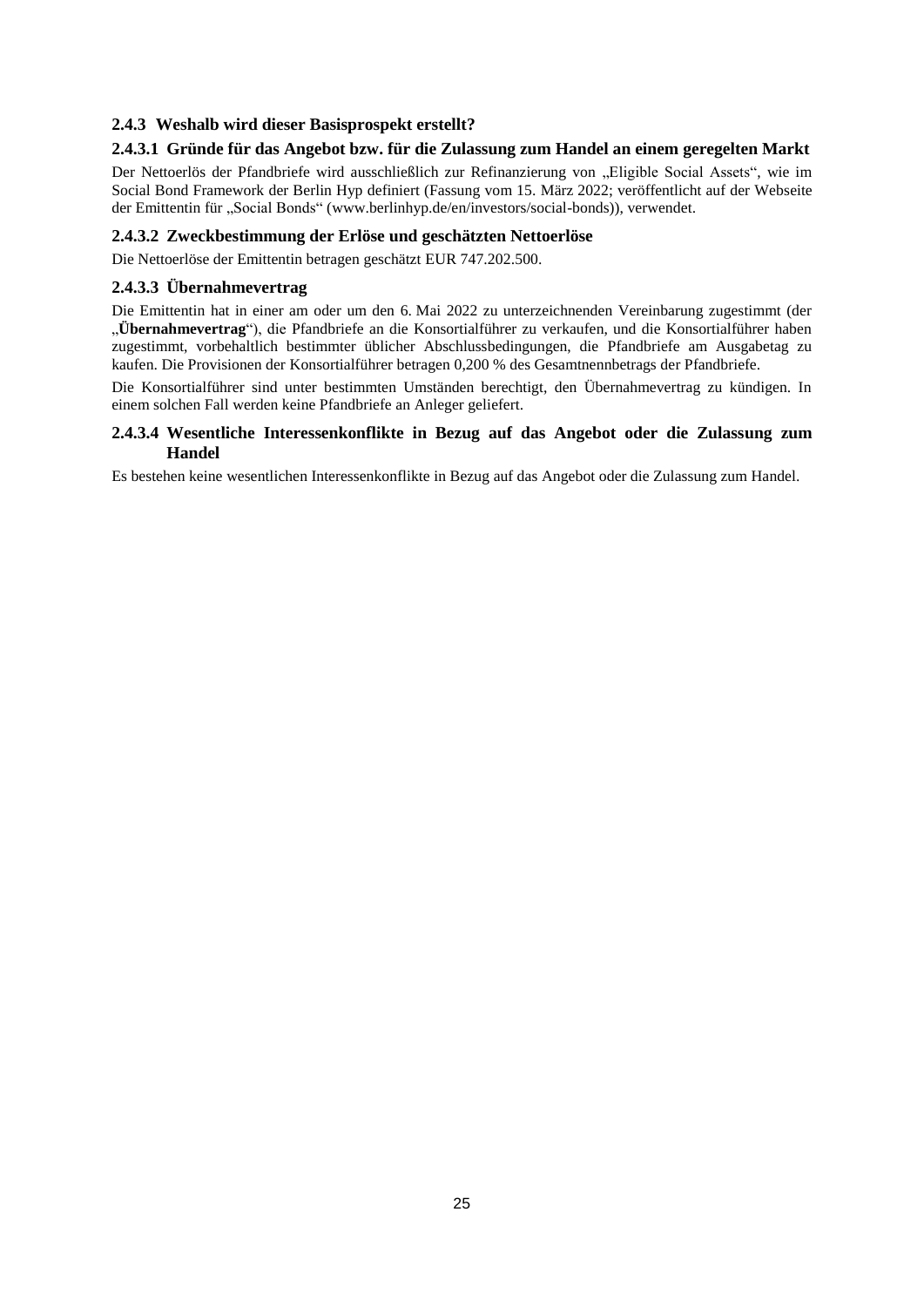### 2.4.3 Weshalb wird dieser Basisprospekt erstellt?

#### 2.4.3.1 Gründe für das Angebot bzw. für die Zulassung zum Handel an einem geregelten Markt

Der Nettoerlös der Pfandbriefe wird ausschließlich zur Refinanzierung von „Eligible Social Assets", wie im Social Bond Framework der Berlin Hyp definiert (Fassung vom 15. März 2022; veröffentlicht auf der Webseite der Emittentin für „Social Bonds" (www.berlinhyp.de/en/investors/social-bonds)), verwendet.

#### 2.4.3.2 Zweckbestimmung der Erlöse und geschätzten Nettoerlöse

Die Nettoerlöse der Emittentin betragen geschätzt EUR 747.202.500.

#### 2.4.3.3 Übernahmevertrag

Die Emittentin hat in einer am oder um den 6. Mai 2022 zu unterzeichnenden Vereinbarung zugestimmt (der „**Übernahmevertrag**"), die Pfandbriefe an die Konsortialführer zu verkaufen, und die Konsortialführer haben zugestimmt, vorbehaltlich bestimmter üblicher Abschlussbedingungen, die Pfandbriefe am Ausgabetag zu kaufen. Die Provisionen der Konsortialführer betragen 0,200 % des Gesamtnennbetrags der Pfandbriefe.

Die Konsortialführer sind unter bestimmten Umständen berechtigt, den Übernahmevertrag zu kündigen. In einem solchen Fall werden keine Pfandbriefe an Anleger geliefert.

#### 2.4.3.4 Wesentliche Interessenkonflikte in Bezug auf das Angebot oder die Zulassung zum Handel

Es bestehen keine wesentlichen Interessenkonflikte in Bezug auf das Angebot oder die Zulassung zum Handel.